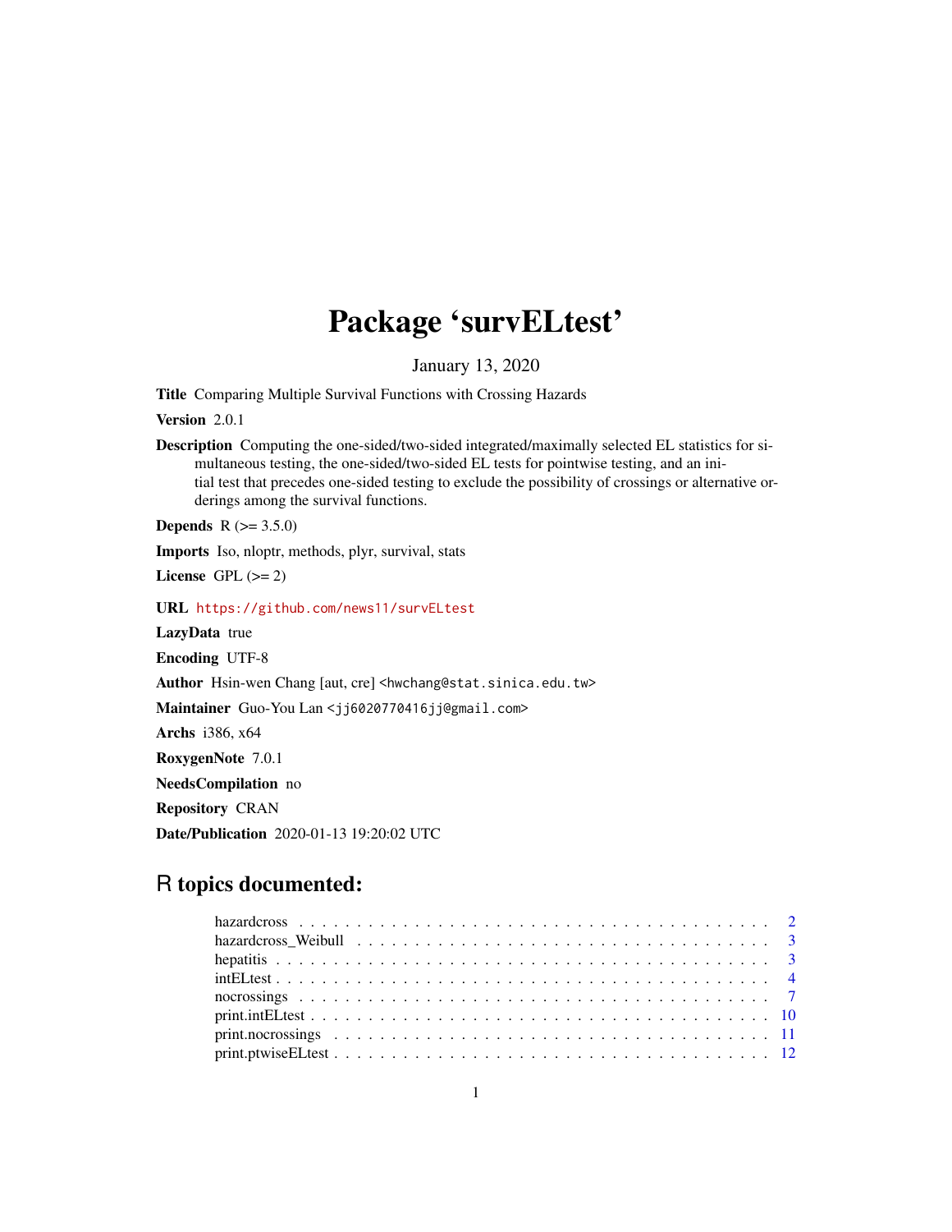# Package 'survELtest'

January 13, 2020

**Title** Comparing Multiple Survival Functions with Crossing Hazards

**Version** 2.0.1

**Description** Computing the one-sided/two-sided integrated/maximally selected EL statistics for simultaneous testing, the one-sided/two-sided EL tests for pointwise testing, and an initial test that precedes one-sided testing to exclude the possibility of crossings or alternative orderings among the survival functions.

**Depends** R (>= 3.5.0)

**Imports** Iso, nloptr, methods, plyr, survival, stats

**License** GPL (>= 2)

**URL** https://github.com/news11/survELtest

**LazyData** true

**Encoding** UTF-8

**Author** Hsin-wen Chang [aut, cre] <hwchang@stat.sinica.edu.tw>

**Maintainer** Guo-You Lan <jj6020770416jj@gmail.com>

**Archs** i386, x64

**RoxygenNote** 7.0.1

**NeedsCompilation** no

**Repository** CRAN

**Date/Publication** 2020-01-13 19:20:02 UTC

## R topics documented:

| | |
|---|---|
| hazardcross | 2 |
| hazardcross_Weibull | 3 |
| hepatitis | 3 |
| intELtest | 4 |
| nocrossings | 7 |
| print.intELtest | 10 |
| print.nocrossings | 11 |
| print.ptwiseELtest | 12 |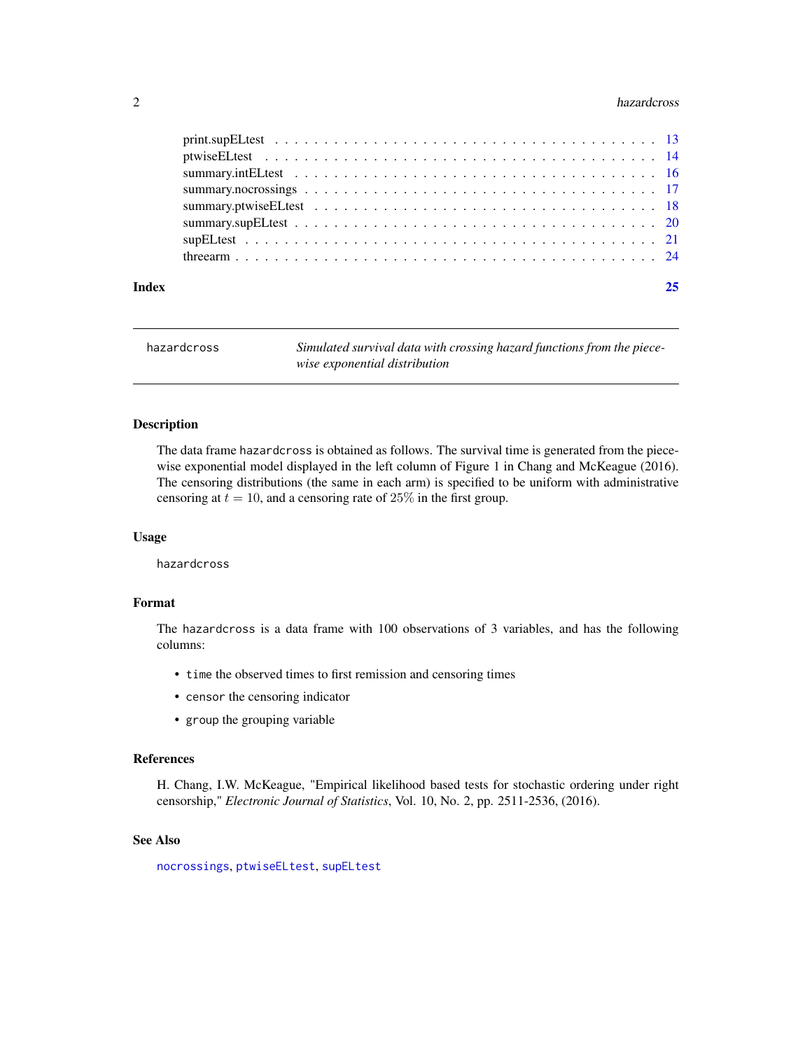| | |
|---|---|
| print.supELtest | 13 |
| ptwiseELtest | 14 |
| summary.intELtest | 16 |
| summary.nocrossings | 17 |
| summary.ptwiseELtest | 18 |
| summary.supELtest | 20 |
| supELtest | 21 |
| threearm | 24 |

**Index** **25**

---

`hazardcross` *Simulated survival data with crossing hazard functions from the piecewise exponential distribution*

---

## Description

The data frame `hazardcross` is obtained as follows. The survival time is generated from the piecewise exponential model displayed in the left column of Figure 1 in Chang and McKeague (2016). The censoring distributions (the same in each arm) is specified to be uniform with administrative censoring at $t = 10$, and a censoring rate of $25\%$ in the first group.

## Usage

```
hazardcross
```

## Format

The `hazardcross` is a data frame with 100 observations of 3 variables, and has the following columns:

- `time` the observed times to first remission and censoring times
- `censor` the censoring indicator
- `group` the grouping variable

## References

H. Chang, I.W. McKeague, "Empirical likelihood based tests for stochastic ordering under right censorship," *Electronic Journal of Statistics*, Vol. 10, No. 2, pp. 2511-2536, (2016).

## See Also

`nocrossings`, `ptwiseELtest`, `supELtest`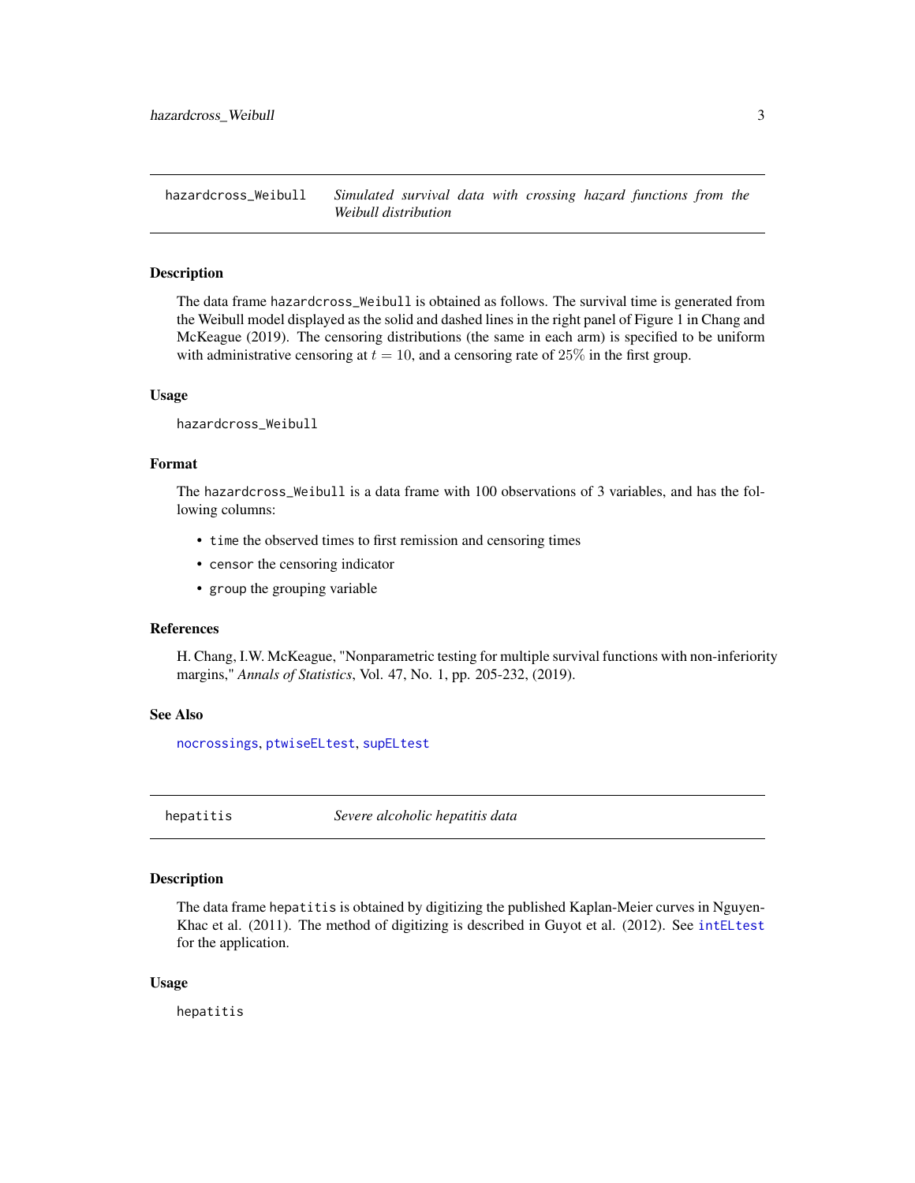## hazardcross_Weibull — *Simulated survival data with crossing hazard functions from the Weibull distribution*

### Description

The data frame `hazardcross_Weibull` is obtained as follows. The survival time is generated from the Weibull model displayed as the solid and dashed lines in the right panel of Figure 1 in Chang and McKeague (2019). The censoring distributions (the same in each arm) is specified to be uniform with administrative censoring at $t = 10$, and a censoring rate of $25\%$ in the first group.

### Usage

```
hazardcross_Weibull
```

### Format

The `hazardcross_Weibull` is a data frame with 100 observations of 3 variables, and has the following columns:

- `time` the observed times to first remission and censoring times
- `censor` the censoring indicator
- `group` the grouping variable

### References

H. Chang, I.W. McKeague, "Nonparametric testing for multiple survival functions with non-inferiority margins," *Annals of Statistics*, Vol. 47, No. 1, pp. 205-232, (2019).

### See Also

`nocrossings`, `ptwiseELtest`, `supELtest`

## hepatitis — *Severe alcoholic hepatitis data*

### Description

The data frame `hepatitis` is obtained by digitizing the published Kaplan-Meier curves in Nguyen-Khac et al. (2011). The method of digitizing is described in Guyot et al. (2012). See `intELtest` for the application.

### Usage

```
hepatitis
```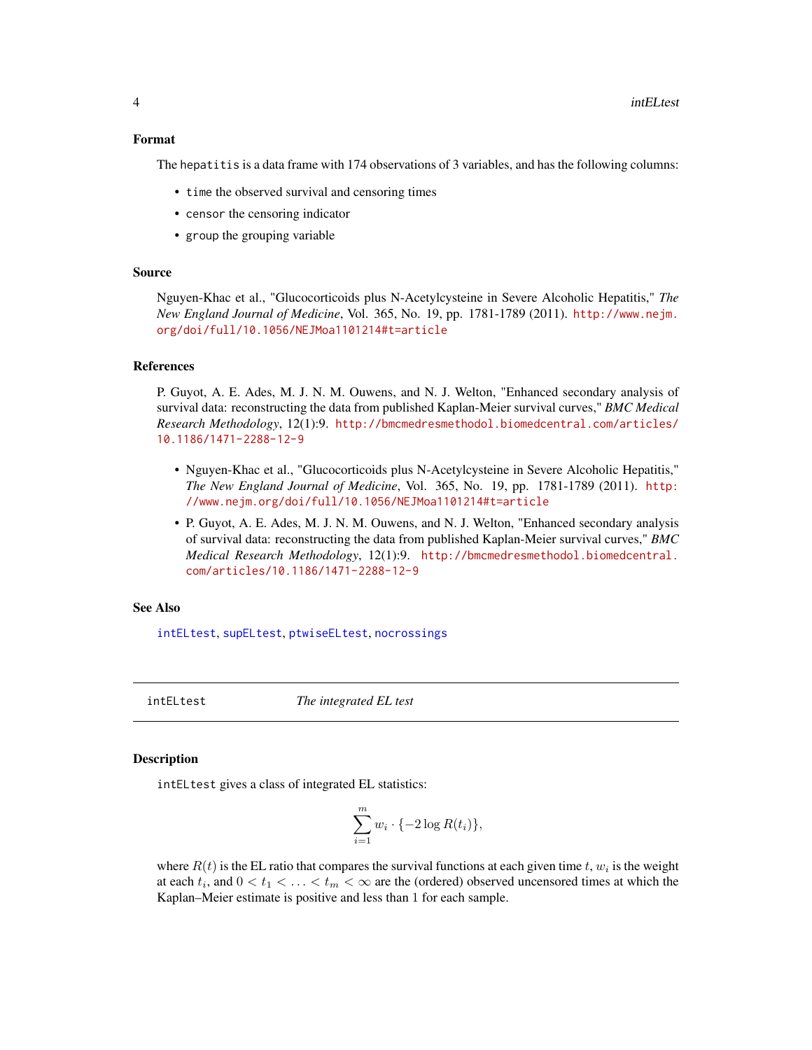### Format

The `hepatitis` is a data frame with 174 observations of 3 variables, and has the following columns:

- `time` the observed survival and censoring times
- `censor` the censoring indicator
- `group` the grouping variable

### Source

Nguyen-Khac et al., "Glucocorticoids plus N-Acetylcysteine in Severe Alcoholic Hepatitis," *The New England Journal of Medicine*, Vol. 365, No. 19, pp. 1781-1789 (2011). http://www.nejm.org/doi/full/10.1056/NEJMoa1101214#t=article

### References

P. Guyot, A. E. Ades, M. J. N. M. Ouwens, and N. J. Welton, "Enhanced secondary analysis of survival data: reconstructing the data from published Kaplan-Meier survival curves," *BMC Medical Research Methodology*, 12(1):9. http://bmcmedresmethodol.biomedcentral.com/articles/10.1186/1471-2288-12-9

- Nguyen-Khac et al., "Glucocorticoids plus N-Acetylcysteine in Severe Alcoholic Hepatitis," *The New England Journal of Medicine*, Vol. 365, No. 19, pp. 1781-1789 (2011). http://www.nejm.org/doi/full/10.1056/NEJMoa1101214#t=article
- P. Guyot, A. E. Ades, M. J. N. M. Ouwens, and N. J. Welton, "Enhanced secondary analysis of survival data: reconstructing the data from published Kaplan-Meier survival curves," *BMC Medical Research Methodology*, 12(1):9. http://bmcmedresmethodol.biomedcentral.com/articles/10.1186/1471-2288-12-9

### See Also

`intELtest`, `supELtest`, `ptwiseELtest`, `nocrossings`

---

## intELtest — *The integrated EL test*

### Description

`intELtest` gives a class of integrated EL statistics:

$$\sum_{i=1}^{m} w_i \cdot \{-2 \log R(t_i)\},$$

where $R(t)$ is the EL ratio that compares the survival functions at each given time $t$, $w_i$ is the weight at each $t_i$, and $0 < t_1 < \ldots < t_m < \infty$ are the (ordered) observed uncensored times at which the Kaplan–Meier estimate is positive and less than 1 for each sample.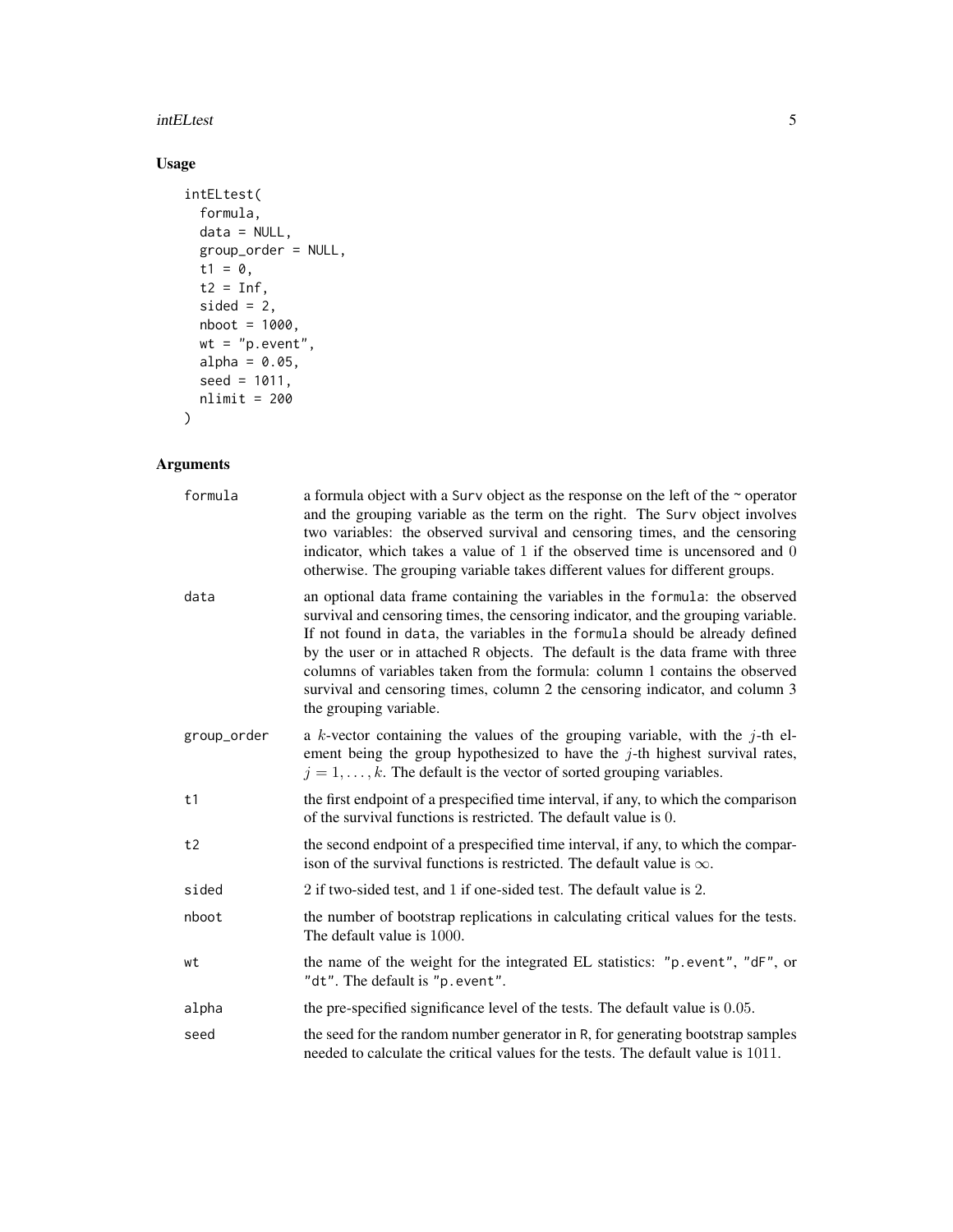## Usage

```
intELtest(
  formula,
  data = NULL,
  group_order = NULL,
  t1 = 0,
  t2 = Inf,
  sided = 2,
  nboot = 1000,
  wt = "p.event",
  alpha = 0.05,
  seed = 1011,
  nlimit = 200
)
```

## Arguments

| | |
|---|---|
| `formula` | a formula object with a `Surv` object as the response on the left of the `~` operator and the grouping variable as the term on the right. The `Surv` object involves two variables: the observed survival and censoring times, and the censoring indicator, which takes a value of 1 if the observed time is uncensored and 0 otherwise. The grouping variable takes different values for different groups. |
| `data` | an optional data frame containing the variables in the `formula`: the observed survival and censoring times, the censoring indicator, and the grouping variable. If not found in `data`, the variables in the `formula` should be already defined by the user or in attached `R` objects. The default is the data frame with three columns of variables taken from the formula: column 1 contains the observed survival and censoring times, column 2 the censoring indicator, and column 3 the grouping variable. |
| `group_order` | a $k$-vector containing the values of the grouping variable, with the $j$-th element being the group hypothesized to have the $j$-th highest survival rates, $j = 1, \ldots, k$. The default is the vector of sorted grouping variables. |
| `t1` | the first endpoint of a prespecified time interval, if any, to which the comparison of the survival functions is restricted. The default value is $0$. |
| `t2` | the second endpoint of a prespecified time interval, if any, to which the comparison of the survival functions is restricted. The default value is $\infty$. |
| `sided` | 2 if two-sided test, and 1 if one-sided test. The default value is 2. |
| `nboot` | the number of bootstrap replications in calculating critical values for the tests. The default value is $1000$. |
| `wt` | the name of the weight for the integrated EL statistics: `"p.event"`, `"dF"`, or `"dt"`. The default is `"p.event"`. |
| `alpha` | the pre-specified significance level of the tests. The default value is $0.05$. |
| `seed` | the seed for the random number generator in `R`, for generating bootstrap samples needed to calculate the critical values for the tests. The default value is $1011$. |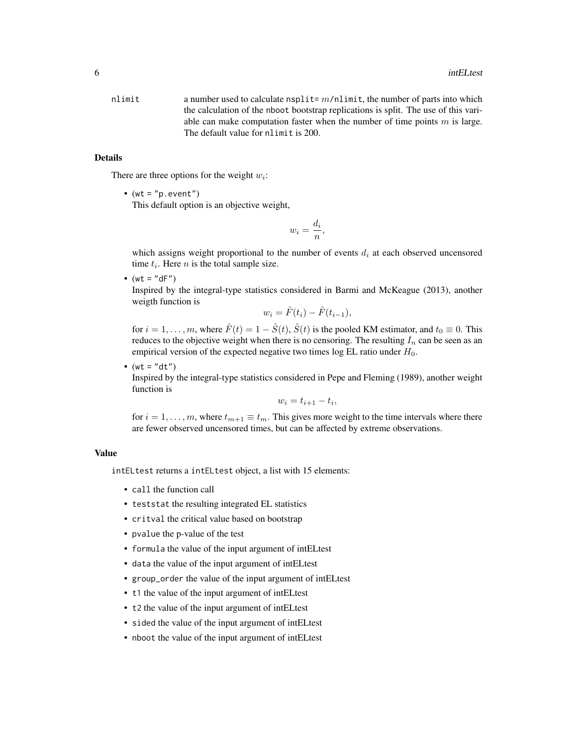nlimit a number used to calculate nsplit= $m$/nlimit, the number of parts into which the calculation of the nboot bootstrap replications is split. The use of this variable can make computation faster when the number of time points $m$ is large. The default value for nlimit is 200.

## Details

There are three options for the weight $w_i$:

- (wt = "p.event")
  This default option is an objective weight,
  $$w_i = \frac{d_i}{n},$$
  which assigns weight proportional to the number of events $d_i$ at each observed uncensored time $t_i$. Here $n$ is the total sample size.
- (wt = "dF")
  Inspired by the integral-type statistics considered in Barmi and McKeague (2013), another weigth function is
  $$w_i = \hat{F}(t_i) - \hat{F}(t_{i-1}),$$
  for $i = 1, \ldots, m$, where $\hat{F}(t) = 1 - \hat{S}(t)$, $\hat{S}(t)$ is the pooled KM estimator, and $t_0 \equiv 0$. This reduces to the objective weight when there is no censoring. The resulting $I_n$ can be seen as an empirical version of the expected negative two times log EL ratio under $H_0$.
- (wt = "dt")
  Inspired by the integral-type statistics considered in Pepe and Fleming (1989), another weight function is
  $$w_i = t_{i+1} - t_i,$$
  for $i = 1, \ldots, m$, where $t_{m+1} \equiv t_m$. This gives more weight to the time intervals where there are fewer observed uncensored times, but can be affected by extreme observations.

## Value

intELtest returns a intELtest object, a list with 15 elements:

- call the function call
- teststat the resulting integrated EL statistics
- critval the critical value based on bootstrap
- pvalue the p-value of the test
- formula the value of the input argument of intELtest
- data the value of the input argument of intELtest
- group_order the value of the input argument of intELtest
- t1 the value of the input argument of intELtest
- t2 the value of the input argument of intELtest
- sided the value of the input argument of intELtest
- nboot the value of the input argument of intELtest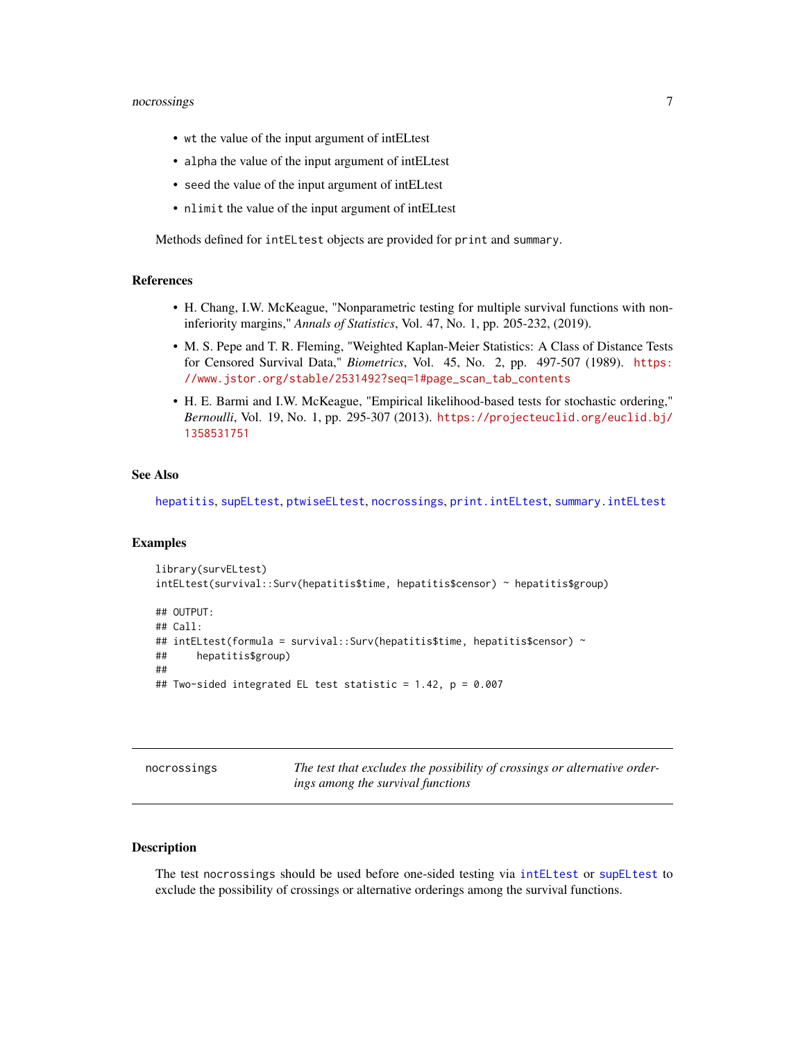- `wt` the value of the input argument of intELtest
- `alpha` the value of the input argument of intELtest
- `seed` the value of the input argument of intELtest
- `nlimit` the value of the input argument of intELtest

Methods defined for `intELtest` objects are provided for `print` and `summary`.

### References

- H. Chang, I.W. McKeague, "Nonparametric testing for multiple survival functions with non-inferiority margins," *Annals of Statistics*, Vol. 47, No. 1, pp. 205-232, (2019).
- M. S. Pepe and T. R. Fleming, "Weighted Kaplan-Meier Statistics: A Class of Distance Tests for Censored Survival Data," *Biometrics*, Vol. 45, No. 2, pp. 497-507 (1989). https://www.jstor.org/stable/2531492?seq=1#page_scan_tab_contents
- H. E. Barmi and I.W. McKeague, "Empirical likelihood-based tests for stochastic ordering," *Bernoulli*, Vol. 19, No. 1, pp. 295-307 (2013). https://projecteuclid.org/euclid.bj/1358531751

### See Also

`hepatitis`, `supELtest`, `ptwiseELtest`, `nocrossings`, `print.intELtest`, `summary.intELtest`

### Examples

```
library(survELtest)
intELtest(survival::Surv(hepatitis$time, hepatitis$censor) ~ hepatitis$group)

## OUTPUT:
## Call:
## intELtest(formula = survival::Surv(hepatitis$time, hepatitis$censor) ~
##     hepatitis$group)
##
## Two-sided integrated EL test statistic = 1.42, p = 0.007
```

---

## nocrossings — *The test that excludes the possibility of crossings or alternative orderings among the survival functions*

### Description

The test `nocrossings` should be used before one-sided testing via `intELtest` or `supELtest` to exclude the possibility of crossings or alternative orderings among the survival functions.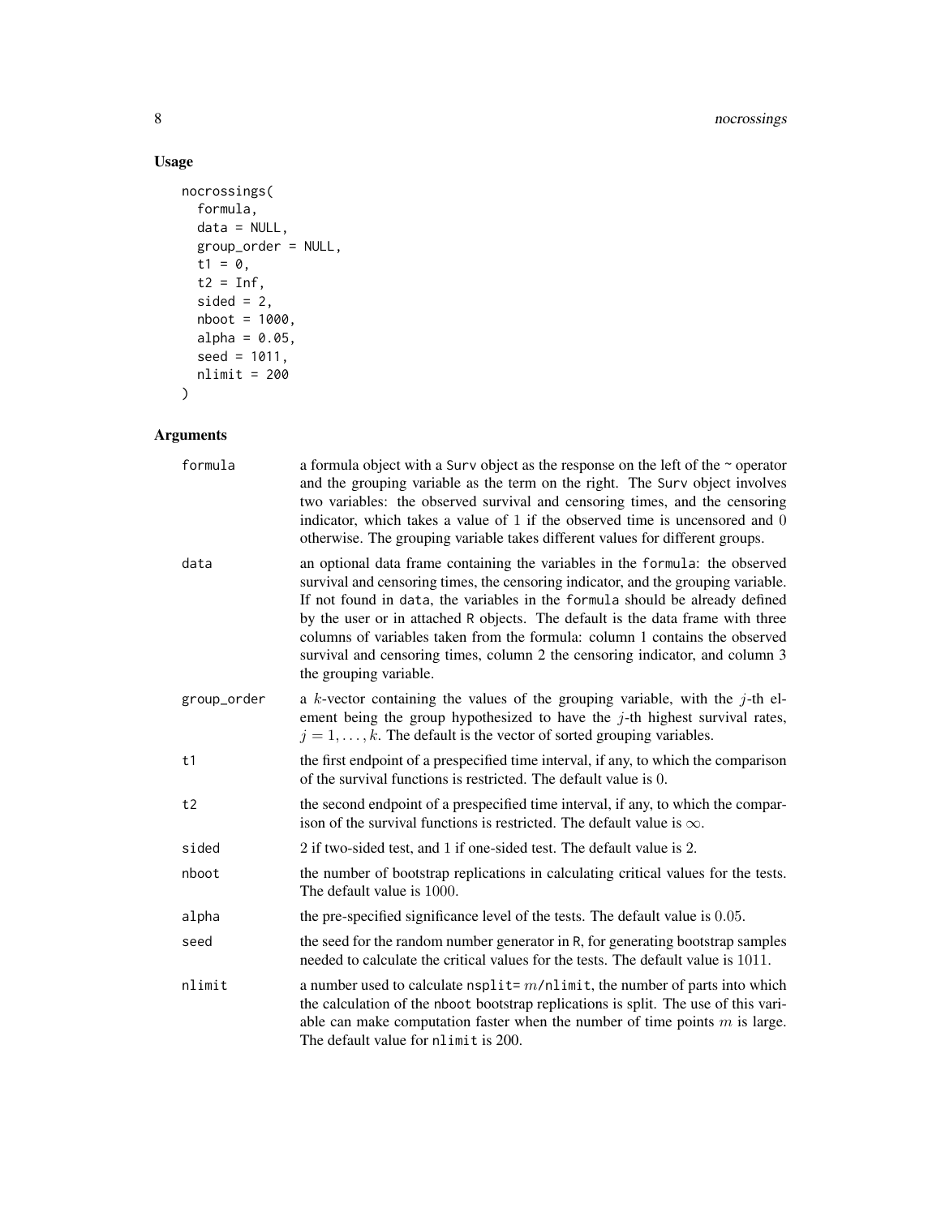## Usage

```
nocrossings(
  formula,
  data = NULL,
  group_order = NULL,
  t1 = 0,
  t2 = Inf,
  sided = 2,
  nboot = 1000,
  alpha = 0.05,
  seed = 1011,
  nlimit = 200
)
```

## Arguments

| | |
|---|---|
| formula | a formula object with a Surv object as the response on the left of the ~ operator and the grouping variable as the term on the right. The Surv object involves two variables: the observed survival and censoring times, and the censoring indicator, which takes a value of 1 if the observed time is uncensored and 0 otherwise. The grouping variable takes different values for different groups. |
| data | an optional data frame containing the variables in the formula: the observed survival and censoring times, the censoring indicator, and the grouping variable. If not found in data, the variables in the formula should be already defined by the user or in attached R objects. The default is the data frame with three columns of variables taken from the formula: column 1 contains the observed survival and censoring times, column 2 the censoring indicator, and column 3 the grouping variable. |
| group_order | a $k$-vector containing the values of the grouping variable, with the $j$-th element being the group hypothesized to have the $j$-th highest survival rates, $j = 1, \ldots, k$. The default is the vector of sorted grouping variables. |
| t1 | the first endpoint of a prespecified time interval, if any, to which the comparison of the survival functions is restricted. The default value is 0. |
| t2 | the second endpoint of a prespecified time interval, if any, to which the comparison of the survival functions is restricted. The default value is $\infty$. |
| sided | 2 if two-sided test, and 1 if one-sided test. The default value is 2. |
| nboot | the number of bootstrap replications in calculating critical values for the tests. The default value is 1000. |
| alpha | the pre-specified significance level of the tests. The default value is 0.05. |
| seed | the seed for the random number generator in R, for generating bootstrap samples needed to calculate the critical values for the tests. The default value is 1011. |
| nlimit | a number used to calculate nsplit= $m$/nlimit, the number of parts into which the calculation of the nboot bootstrap replications is split. The use of this variable can make computation faster when the number of time points $m$ is large. The default value for nlimit is 200. |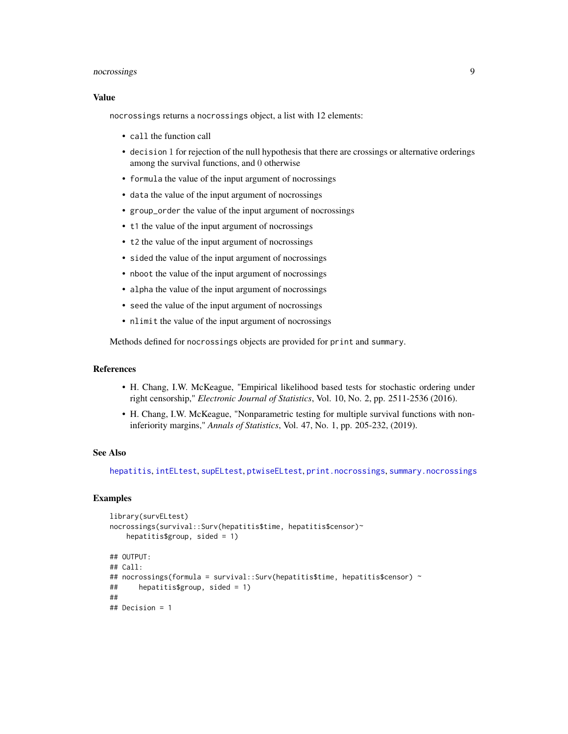### Value

`nocrossings` returns a `nocrossings` object, a list with 12 elements:

- `call` the function call
- `decision` 1 for rejection of the null hypothesis that there are crossings or alternative orderings among the survival functions, and 0 otherwise
- `formula` the value of the input argument of nocrossings
- `data` the value of the input argument of nocrossings
- `group_order` the value of the input argument of nocrossings
- `t1` the value of the input argument of nocrossings
- `t2` the value of the input argument of nocrossings
- `sided` the value of the input argument of nocrossings
- `nboot` the value of the input argument of nocrossings
- `alpha` the value of the input argument of nocrossings
- `seed` the value of the input argument of nocrossings
- `nlimit` the value of the input argument of nocrossings

Methods defined for `nocrossings` objects are provided for `print` and `summary`.

### References

- H. Chang, I.W. McKeague, "Empirical likelihood based tests for stochastic ordering under right censorship," *Electronic Journal of Statistics*, Vol. 10, No. 2, pp. 2511-2536 (2016).
- H. Chang, I.W. McKeague, "Nonparametric testing for multiple survival functions with non-inferiority margins," *Annals of Statistics*, Vol. 47, No. 1, pp. 205-232, (2019).

### See Also

`hepatitis`, `intELtest`, `supELtest`, `ptwiseELtest`, `print.nocrossings`, `summary.nocrossings`

### Examples

```
library(survELtest)
nocrossings(survival::Surv(hepatitis$time, hepatitis$censor)~
    hepatitis$group, sided = 1)

## OUTPUT:
## Call:
## nocrossings(formula = survival::Surv(hepatitis$time, hepatitis$censor) ~
##     hepatitis$group, sided = 1)
##
## Decision = 1
```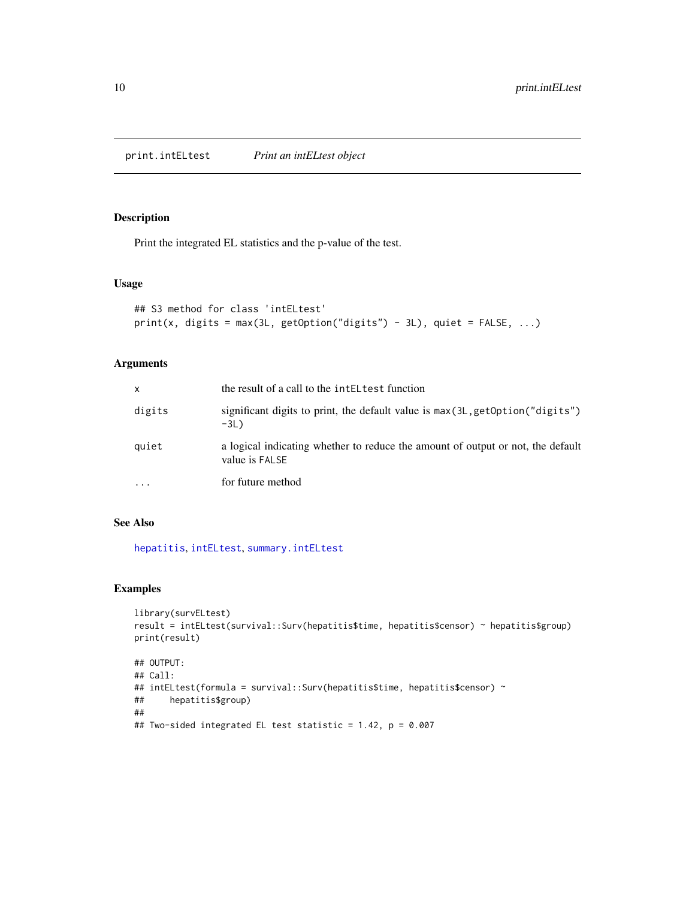# print.intELtest — *Print an intELtest object*

## Description

Print the integrated EL statistics and the p-value of the test.

## Usage

```
## S3 method for class 'intELtest'
print(x, digits = max(3L, getOption("digits") - 3L), quiet = FALSE, ...)
```

## Arguments

| | |
|---|---|
| `x` | the result of a call to the `intELtest` function |
| `digits` | significant digits to print, the default value is `max(3L,getOption("digits") -3L)` |
| `quiet` | a logical indicating whether to reduce the amount of output or not, the default value is `FALSE` |
| `...` | for future method |

## See Also

`hepatitis`, `intELtest`, `summary.intELtest`

## Examples

```
library(survELtest)
result = intELtest(survival::Surv(hepatitis$time, hepatitis$censor) ~ hepatitis$group)
print(result)

## OUTPUT:
## Call:
## intELtest(formula = survival::Surv(hepatitis$time, hepatitis$censor) ~
##     hepatitis$group)
##
## Two-sided integrated EL test statistic = 1.42, p = 0.007
```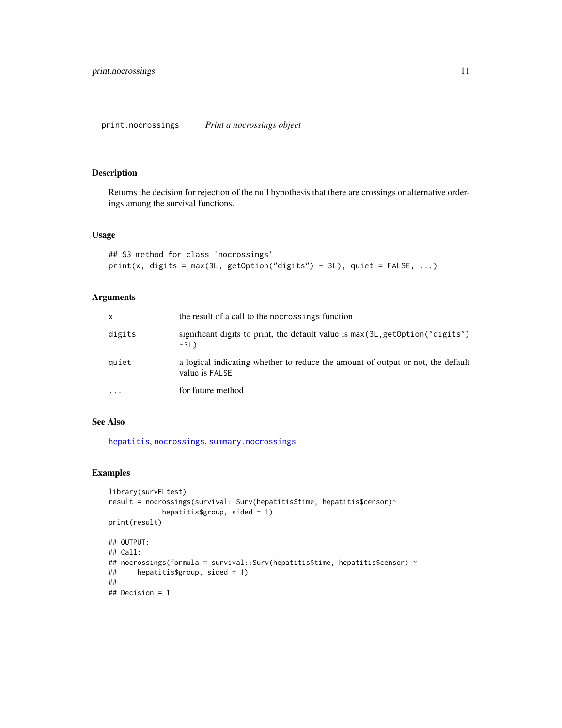# print.nocrossings *Print a nocrossings object*

## Description

Returns the decision for rejection of the null hypothesis that there are crossings or alternative orderings among the survival functions.

## Usage

```
## S3 method for class 'nocrossings'
print(x, digits = max(3L, getOption("digits") - 3L), quiet = FALSE, ...)
```

## Arguments

| | |
|---|---|
| x | the result of a call to the `nocrossings` function |
| digits | significant digits to print, the default value is `max(3L,getOption("digits") -3L)` |
| quiet | a logical indicating whether to reduce the amount of output or not, the default value is `FALSE` |
| ... | for future method |

## See Also

hepatitis, nocrossings, summary.nocrossings

## Examples

```
library(survELtest)
result = nocrossings(survival::Surv(hepatitis$time, hepatitis$censor)~
            hepatitis$group, sided = 1)
print(result)

## OUTPUT:
## Call:
## nocrossings(formula = survival::Surv(hepatitis$time, hepatitis$censor) ~
##     hepatitis$group, sided = 1)
##
## Decision = 1
```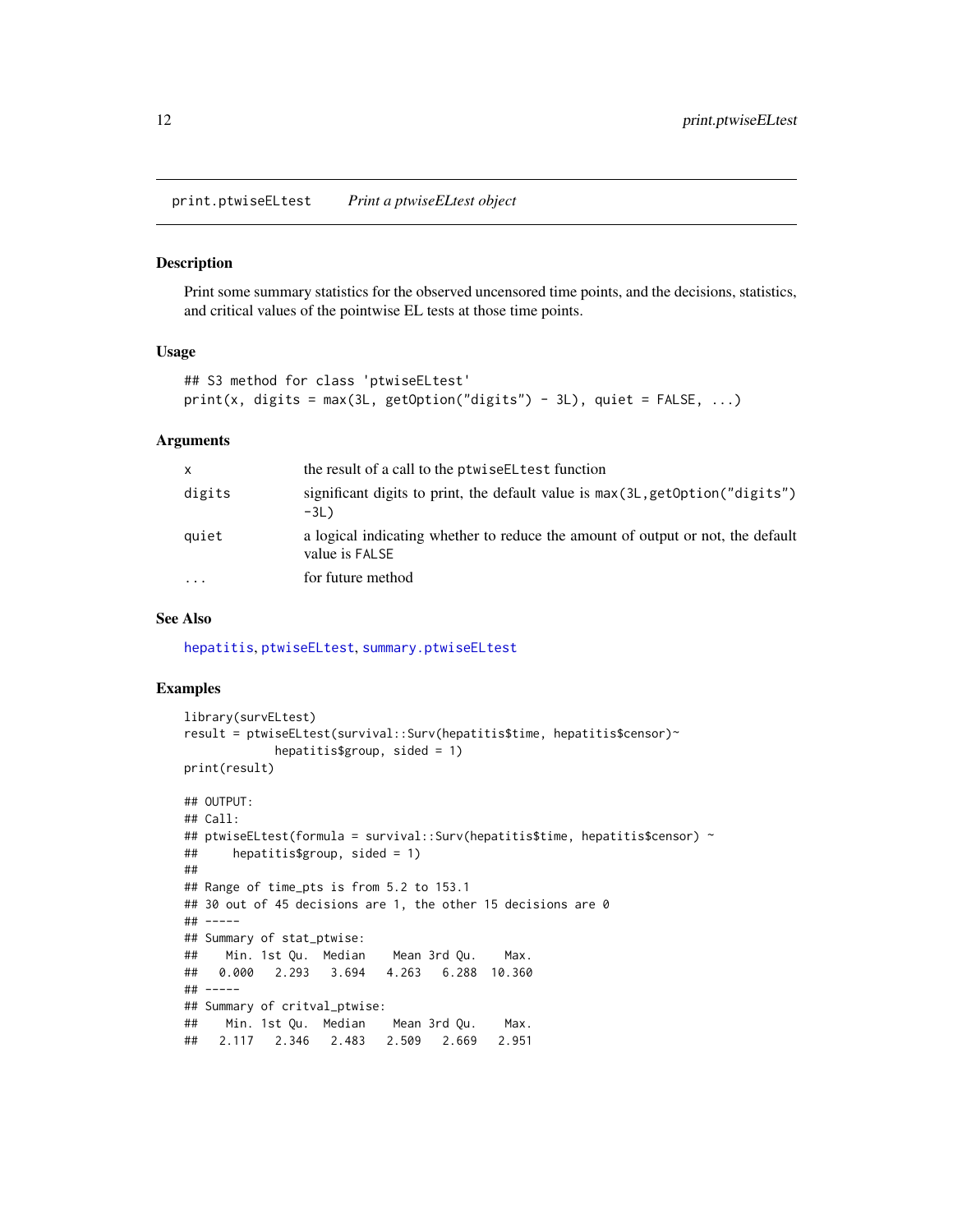# print.ptwiseELtest — *Print a ptwiseELtest object*

## Description

Print some summary statistics for the observed uncensored time points, and the decisions, statistics, and critical values of the pointwise EL tests at those time points.

## Usage

```
## S3 method for class 'ptwiseELtest'
print(x, digits = max(3L, getOption("digits") - 3L), quiet = FALSE, ...)
```

## Arguments

| | |
|---|---|
| `x` | the result of a call to the `ptwiseELtest` function |
| `digits` | significant digits to print, the default value is `max(3L,getOption("digits") -3L)` |
| `quiet` | a logical indicating whether to reduce the amount of output or not, the default value is `FALSE` |
| `...` | for future method |

## See Also

`hepatitis`, `ptwiseELtest`, `summary.ptwiseELtest`

## Examples

```
library(survELtest)
result = ptwiseELtest(survival::Surv(hepatitis$time, hepatitis$censor)~
            hepatitis$group, sided = 1)
print(result)

## OUTPUT:
## Call:
## ptwiseELtest(formula = survival::Surv(hepatitis$time, hepatitis$censor) ~
##     hepatitis$group, sided = 1)
##
## Range of time_pts is from 5.2 to 153.1
## 30 out of 45 decisions are 1, the other 15 decisions are 0
## -----
## Summary of stat_ptwise:
##    Min. 1st Qu.  Median    Mean 3rd Qu.    Max.
##   0.000   2.293   3.694   4.263   6.288  10.360
## -----
## Summary of critval_ptwise:
##    Min. 1st Qu.  Median    Mean 3rd Qu.    Max.
##   2.117   2.346   2.483   2.509   2.669   2.951
```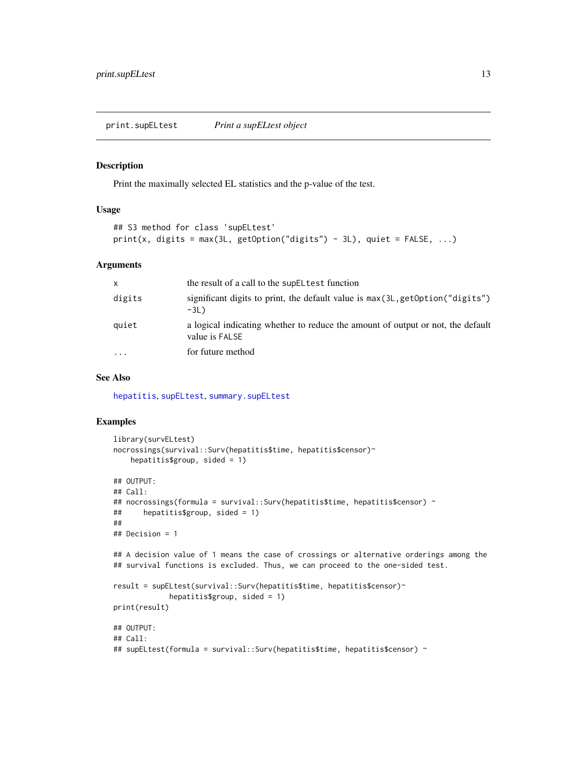## print.supELtest — *Print a supELtest object*

### Description

Print the maximally selected EL statistics and the p-value of the test.

### Usage

```
## S3 method for class 'supELtest'
print(x, digits = max(3L, getOption("digits") - 3L), quiet = FALSE, ...)
```

### Arguments

| | |
|---|---|
| x | the result of a call to the `supELtest` function |
| digits | significant digits to print, the default value is `max(3L,getOption("digits") -3L)` |
| quiet | a logical indicating whether to reduce the amount of output or not, the default value is `FALSE` |
| ... | for future method |

### See Also

hepatitis, supELtest, summary.supELtest

### Examples

```
library(survELtest)
nocrossings(survival::Surv(hepatitis$time, hepatitis$censor)~
    hepatitis$group, sided = 1)

## OUTPUT:
## Call:
## nocrossings(formula = survival::Surv(hepatitis$time, hepatitis$censor) ~
##     hepatitis$group, sided = 1)
##
## Decision = 1

## A decision value of 1 means the case of crossings or alternative orderings among the
## survival functions is excluded. Thus, we can proceed to the one-sided test.

result = supELtest(survival::Surv(hepatitis$time, hepatitis$censor)~
            hepatitis$group, sided = 1)
print(result)

## OUTPUT:
## Call:
## supELtest(formula = survival::Surv(hepatitis$time, hepatitis$censor) ~
```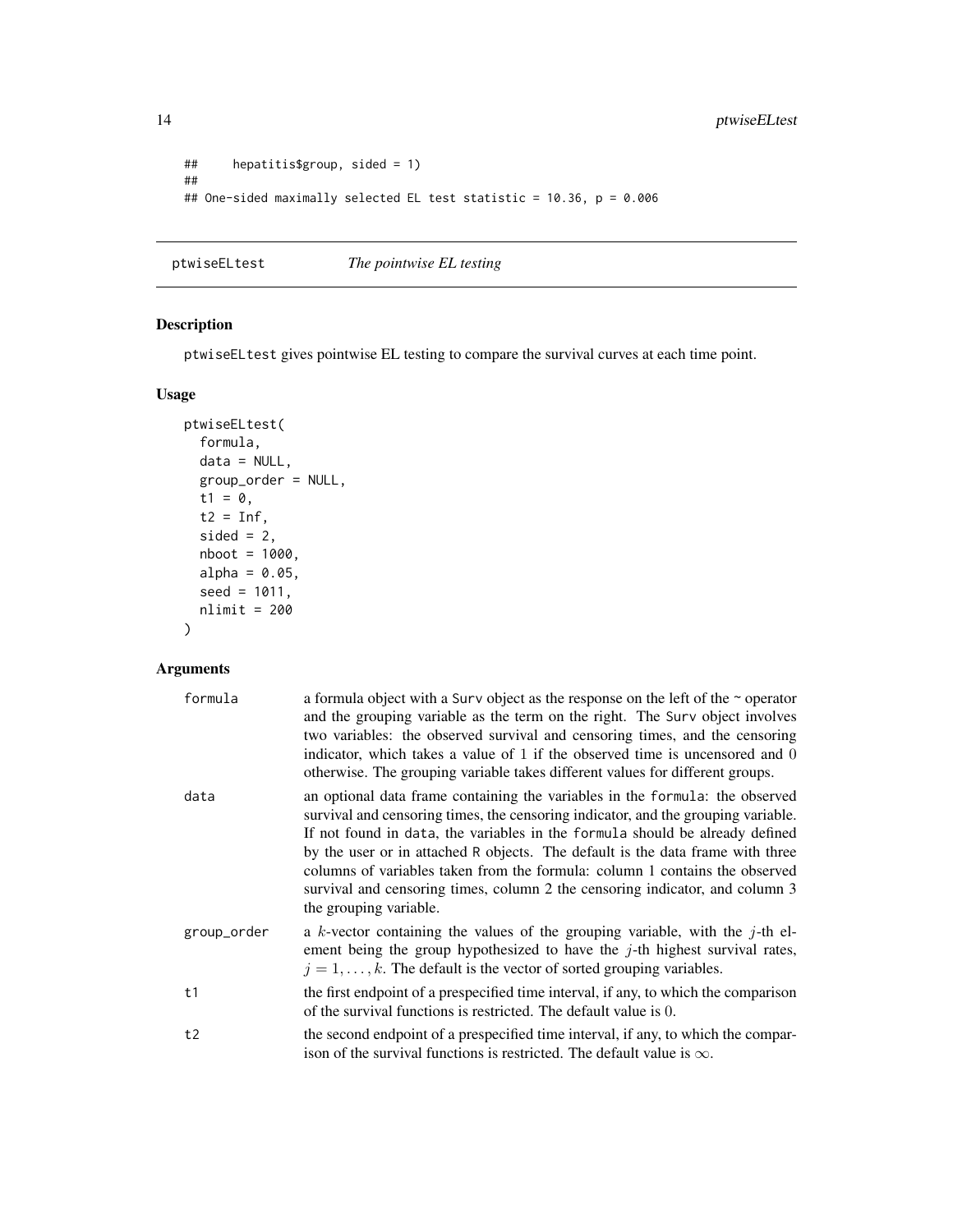```
##     hepatitis$group, sided = 1)
##
## One-sided maximally selected EL test statistic = 10.36, p = 0.006
```

## ptwiseELtest *The pointwise EL testing*

### Description

ptwiseELtest gives pointwise EL testing to compare the survival curves at each time point.

### Usage

```
ptwiseELtest(
  formula,
  data = NULL,
  group_order = NULL,
  t1 = 0,
  t2 = Inf,
  sided = 2,
  nboot = 1000,
  alpha = 0.05,
  seed = 1011,
  nlimit = 200
)
```

### Arguments

| | |
|---|---|
| formula | a formula object with a Surv object as the response on the left of the ~ operator and the grouping variable as the term on the right. The Surv object involves two variables: the observed survival and censoring times, and the censoring indicator, which takes a value of 1 if the observed time is uncensored and 0 otherwise. The grouping variable takes different values for different groups. |
| data | an optional data frame containing the variables in the formula: the observed survival and censoring times, the censoring indicator, and the grouping variable. If not found in data, the variables in the formula should be already defined by the user or in attached R objects. The default is the data frame with three columns of variables taken from the formula: column 1 contains the observed survival and censoring times, column 2 the censoring indicator, and column 3 the grouping variable. |
| group_order | a $k$-vector containing the values of the grouping variable, with the $j$-th element being the group hypothesized to have the $j$-th highest survival rates, $j = 1, \ldots, k$. The default is the vector of sorted grouping variables. |
| t1 | the first endpoint of a prespecified time interval, if any, to which the comparison of the survival functions is restricted. The default value is 0. |
| t2 | the second endpoint of a prespecified time interval, if any, to which the comparison of the survival functions is restricted. The default value is $\infty$. |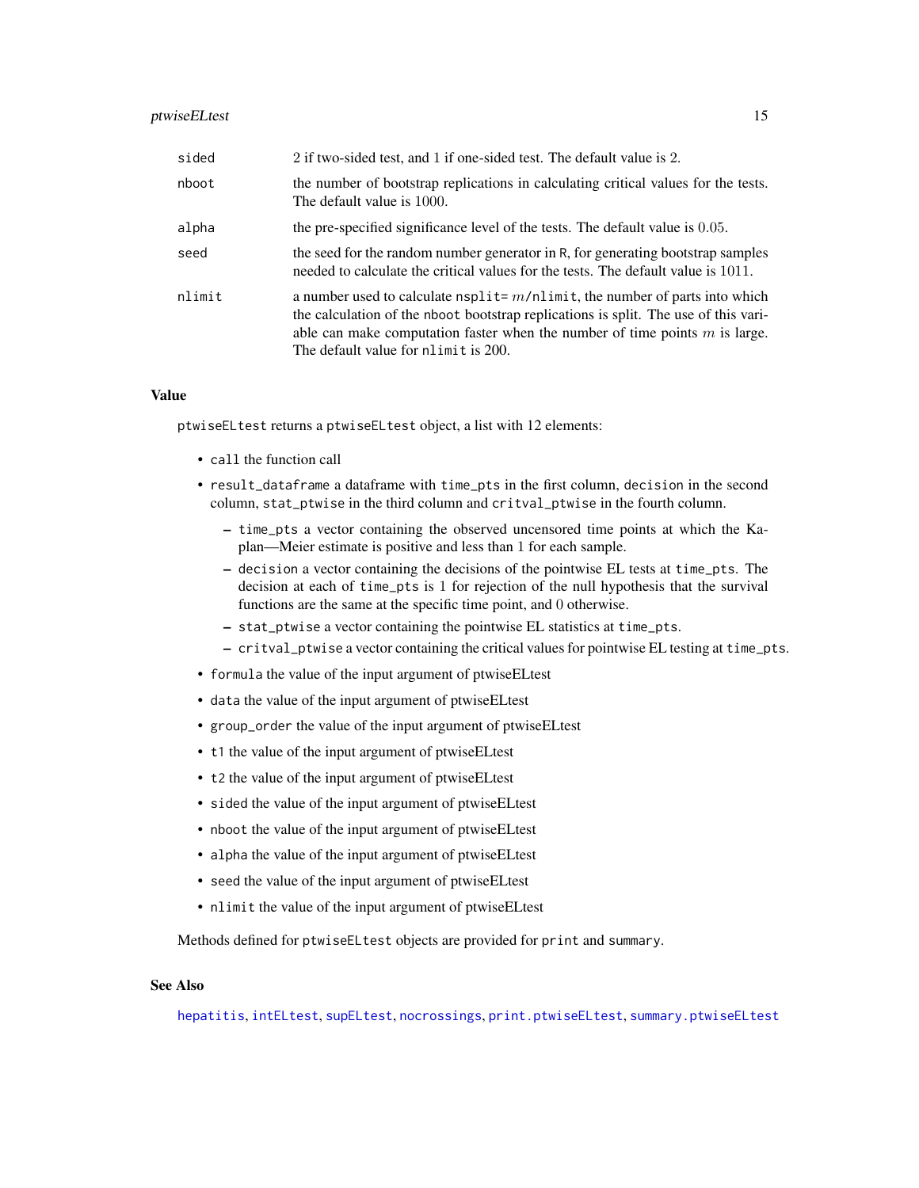| | |
|---|---|
| sided | 2 if two-sided test, and 1 if one-sided test. The default value is 2. |
| nboot | the number of bootstrap replications in calculating critical values for the tests. The default value is 1000. |
| alpha | the pre-specified significance level of the tests. The default value is 0.05. |
| seed | the seed for the random number generator in R, for generating bootstrap samples needed to calculate the critical values for the tests. The default value is 1011. |
| nlimit | a number used to calculate nsplit= $m$/nlimit, the number of parts into which the calculation of the nboot bootstrap replications is split. The use of this variable can make computation faster when the number of time points $m$ is large. The default value for nlimit is 200. |

## Value

ptwiseELtest returns a ptwiseELtest object, a list with 12 elements:

- call the function call
- result_dataframe a dataframe with time_pts in the first column, decision in the second column, stat_ptwise in the third column and critval_ptwise in the fourth column.
  - time_pts a vector containing the observed uncensored time points at which the Kaplan—Meier estimate is positive and less than 1 for each sample.
  - decision a vector containing the decisions of the pointwise EL tests at time_pts. The decision at each of time_pts is 1 for rejection of the null hypothesis that the survival functions are the same at the specific time point, and 0 otherwise.
  - stat_ptwise a vector containing the pointwise EL statistics at time_pts.
  - critval_ptwise a vector containing the critical values for pointwise EL testing at time_pts.
- formula the value of the input argument of ptwiseELtest
- data the value of the input argument of ptwiseELtest
- group_order the value of the input argument of ptwiseELtest
- t1 the value of the input argument of ptwiseELtest
- t2 the value of the input argument of ptwiseELtest
- sided the value of the input argument of ptwiseELtest
- nboot the value of the input argument of ptwiseELtest
- alpha the value of the input argument of ptwiseELtest
- seed the value of the input argument of ptwiseELtest
- nlimit the value of the input argument of ptwiseELtest

Methods defined for ptwiseELtest objects are provided for print and summary.

## See Also

hepatitis, intELtest, supELtest, nocrossings, print.ptwiseELtest, summary.ptwiseELtest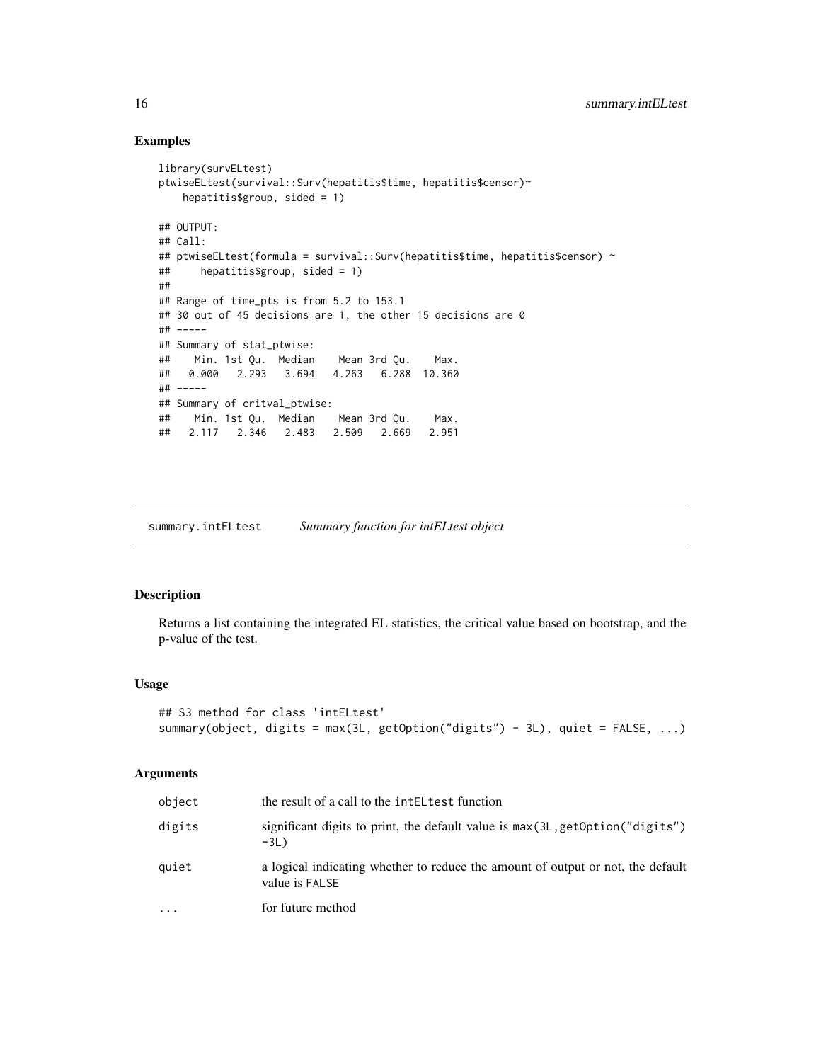## Examples

```
library(survELtest)
ptwiseELtest(survival::Surv(hepatitis$time, hepatitis$censor)~
    hepatitis$group, sided = 1)

## OUTPUT:
## Call:
## ptwiseELtest(formula = survival::Surv(hepatitis$time, hepatitis$censor) ~
##     hepatitis$group, sided = 1)
##
## Range of time_pts is from 5.2 to 153.1
## 30 out of 45 decisions are 1, the other 15 decisions are 0
## -----
## Summary of stat_ptwise:
##    Min. 1st Qu.  Median    Mean 3rd Qu.    Max.
##   0.000   2.293   3.694   4.263   6.288  10.360
## -----
## Summary of critval_ptwise:
##    Min. 1st Qu.  Median    Mean 3rd Qu.    Max.
##   2.117   2.346   2.483   2.509   2.669   2.951
```

---

`summary.intELtest` *Summary function for intELtest object*

---

## Description

Returns a list containing the integrated EL statistics, the critical value based on bootstrap, and the p-value of the test.

## Usage

```
## S3 method for class 'intELtest'
summary(object, digits = max(3L, getOption("digits") - 3L), quiet = FALSE, ...)
```

## Arguments

| | |
|---|---|
| `object` | the result of a call to the `intELtest` function |
| `digits` | significant digits to print, the default value is `max(3L,getOption("digits") -3L)` |
| `quiet` | a logical indicating whether to reduce the amount of output or not, the default value is `FALSE` |
| `...` | for future method |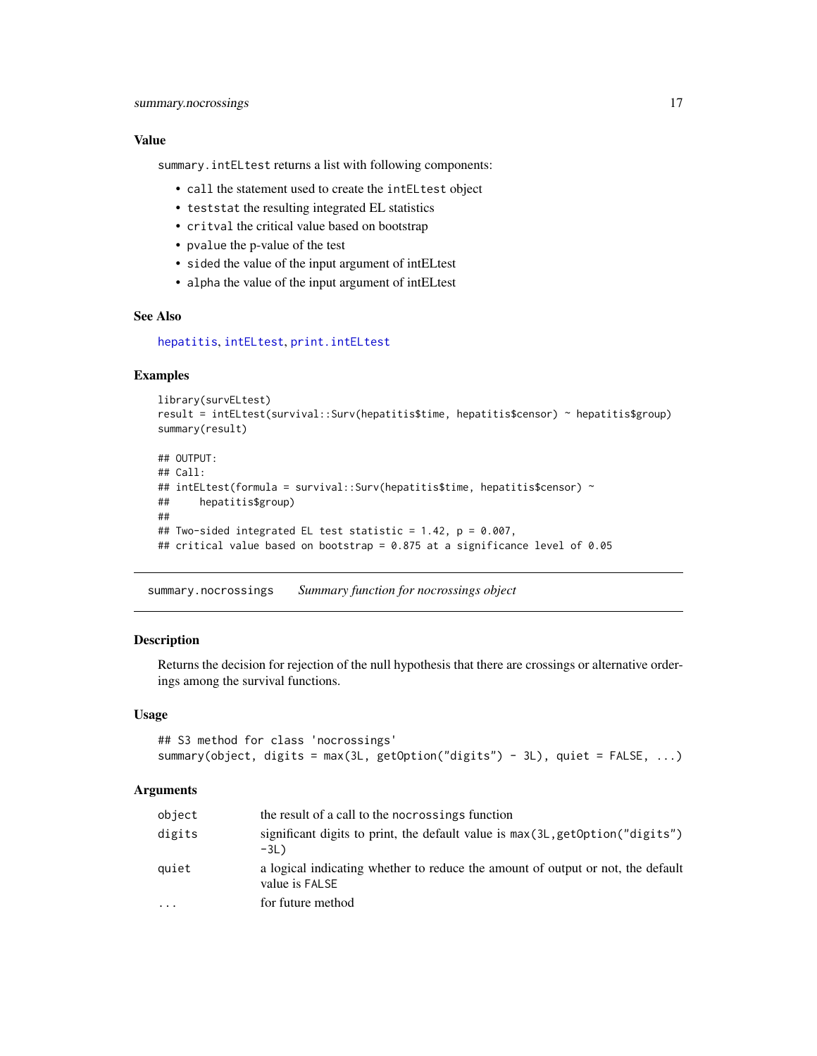### Value

`summary.intELtest` returns a list with following components:

- `call` the statement used to create the `intELtest` object
- `teststat` the resulting integrated EL statistics
- `critval` the critical value based on bootstrap
- `pvalue` the p-value of the test
- `sided` the value of the input argument of intELtest
- `alpha` the value of the input argument of intELtest

### See Also

`hepatitis`, `intELtest`, `print.intELtest`

### Examples

```
library(survELtest)
result = intELtest(survival::Surv(hepatitis$time, hepatitis$censor) ~ hepatitis$group)
summary(result)

## OUTPUT:
## Call:
## intELtest(formula = survival::Surv(hepatitis$time, hepatitis$censor) ~
##     hepatitis$group)
##
## Two-sided integrated EL test statistic = 1.42, p = 0.007,
## critical value based on bootstrap = 0.875 at a significance level of 0.05
```

---

## summary.nocrossings — *Summary function for nocrossings object*

### Description

Returns the decision for rejection of the null hypothesis that there are crossings or alternative orderings among the survival functions.

### Usage

```
## S3 method for class 'nocrossings'
summary(object, digits = max(3L, getOption("digits") - 3L), quiet = FALSE, ...)
```

### Arguments

| | |
|---|---|
| `object` | the result of a call to the `nocrossings` function |
| `digits` | significant digits to print, the default value is `max(3L,getOption("digits") -3L)` |
| `quiet` | a logical indicating whether to reduce the amount of output or not, the default value is `FALSE` |
| `...` | for future method |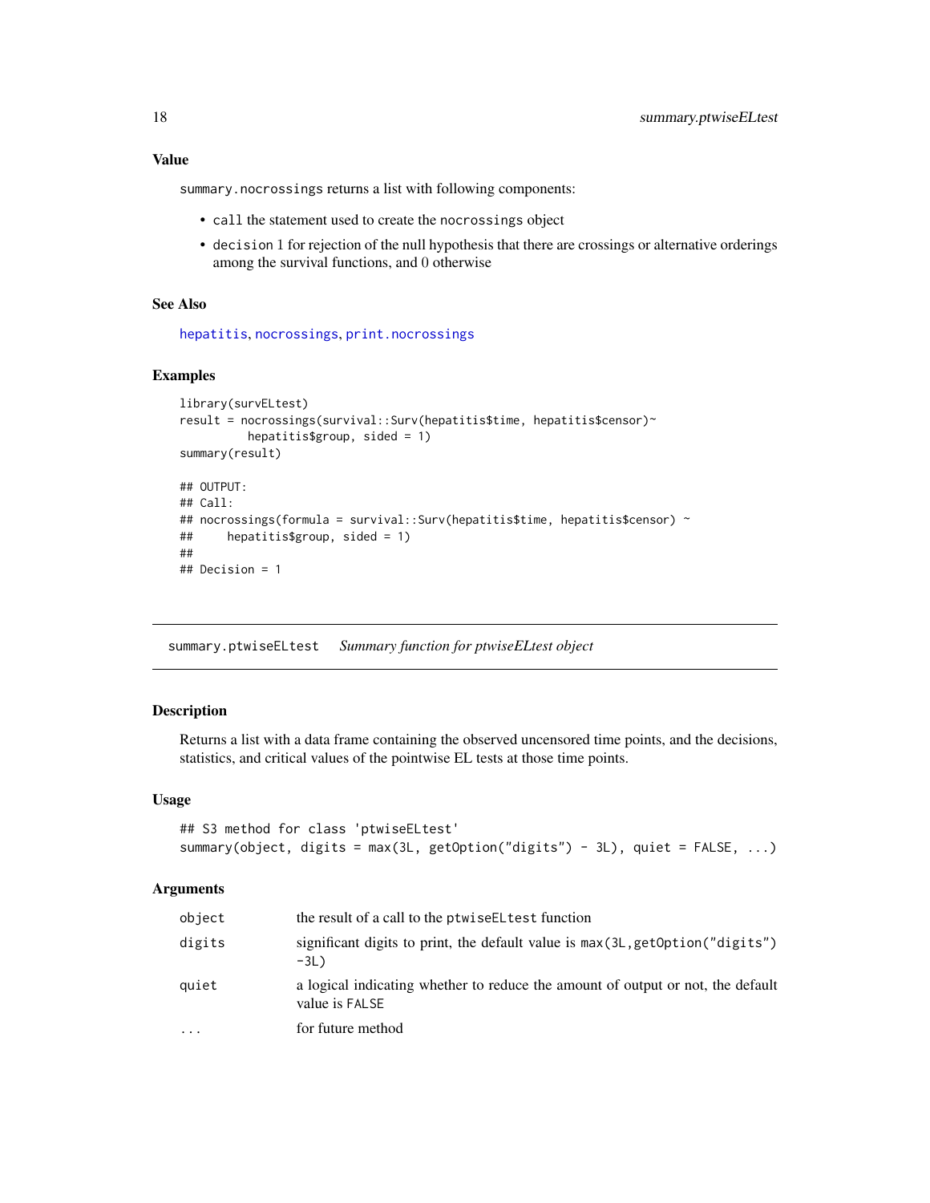### Value

`summary.nocrossings` returns a list with following components:

- `call` the statement used to create the `nocrossings` object
- `decision` 1 for rejection of the null hypothesis that there are crossings or alternative orderings among the survival functions, and 0 otherwise

### See Also

`hepatitis`, `nocrossings`, `print.nocrossings`

### Examples

```
library(survELtest)
result = nocrossings(survival::Surv(hepatitis$time, hepatitis$censor)~
          hepatitis$group, sided = 1)
summary(result)

## OUTPUT:
## Call:
## nocrossings(formula = survival::Surv(hepatitis$time, hepatitis$censor) ~
##     hepatitis$group, sided = 1)
##
## Decision = 1
```

---

## summary.ptwiseELtest — *Summary function for ptwiseELtest object*

### Description

Returns a list with a data frame containing the observed uncensored time points, and the decisions, statistics, and critical values of the pointwise EL tests at those time points.

### Usage

```
## S3 method for class 'ptwiseELtest'
summary(object, digits = max(3L, getOption("digits") - 3L), quiet = FALSE, ...)
```

### Arguments

| | |
|---|---|
| `object` | the result of a call to the `ptwiseELtest` function |
| `digits` | significant digits to print, the default value is `max(3L,getOption("digits") -3L)` |
| `quiet` | a logical indicating whether to reduce the amount of output or not, the default value is `FALSE` |
| `...` | for future method |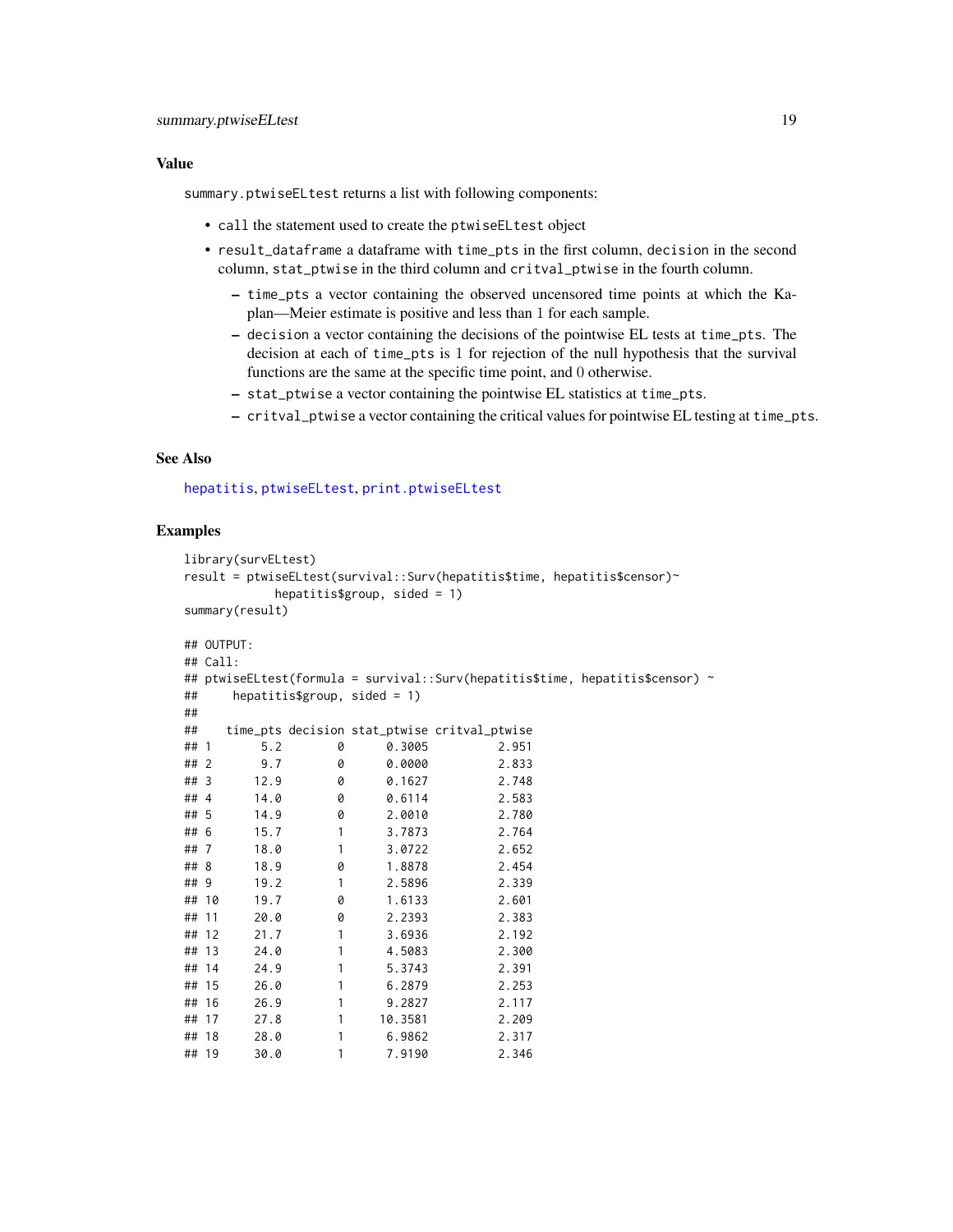### Value

`summary.ptwiseELtest` returns a list with following components:

- `call` the statement used to create the `ptwiseELtest` object
- `result_dataframe` a dataframe with `time_pts` in the first column, `decision` in the second column, `stat_ptwise` in the third column and `critval_ptwise` in the fourth column.
  - `time_pts` a vector containing the observed uncensored time points at which the Kaplan—Meier estimate is positive and less than 1 for each sample.
  - `decision` a vector containing the decisions of the pointwise EL tests at `time_pts`. The decision at each of `time_pts` is 1 for rejection of the null hypothesis that the survival functions are the same at the specific time point, and 0 otherwise.
  - `stat_ptwise` a vector containing the pointwise EL statistics at `time_pts`.
  - `critval_ptwise` a vector containing the critical values for pointwise EL testing at `time_pts`.

### See Also

hepatitis, ptwiseELtest, print.ptwiseELtest

### Examples

```
library(survELtest)
result = ptwiseELtest(survival::Surv(hepatitis$time, hepatitis$censor)~
            hepatitis$group, sided = 1)
summary(result)

## OUTPUT:
## Call:
## ptwiseELtest(formula = survival::Surv(hepatitis$time, hepatitis$censor) ~
##     hepatitis$group, sided = 1)
##
##    time_pts decision stat_ptwise critval_ptwise
## 1       5.2        0      0.3005          2.951
## 2       9.7        0      0.0000          2.833
## 3      12.9        0      0.1627          2.748
## 4      14.0        0      0.6114          2.583
## 5      14.9        0      2.0010          2.780
## 6      15.7        1      3.7873          2.764
## 7      18.0        1      3.0722          2.652
## 8      18.9        0      1.8878          2.454
## 9      19.2        1      2.5896          2.339
## 10     19.7        0      1.6133          2.601
## 11     20.0        0      2.2393          2.383
## 12     21.7        1      3.6936          2.192
## 13     24.0        1      4.5083          2.300
## 14     24.9        1      5.3743          2.391
## 15     26.0        1      6.2879          2.253
## 16     26.9        1      9.2827          2.117
## 17     27.8        1     10.3581          2.209
## 18     28.0        1      6.9862          2.317
## 19     30.0        1      7.9190          2.346
```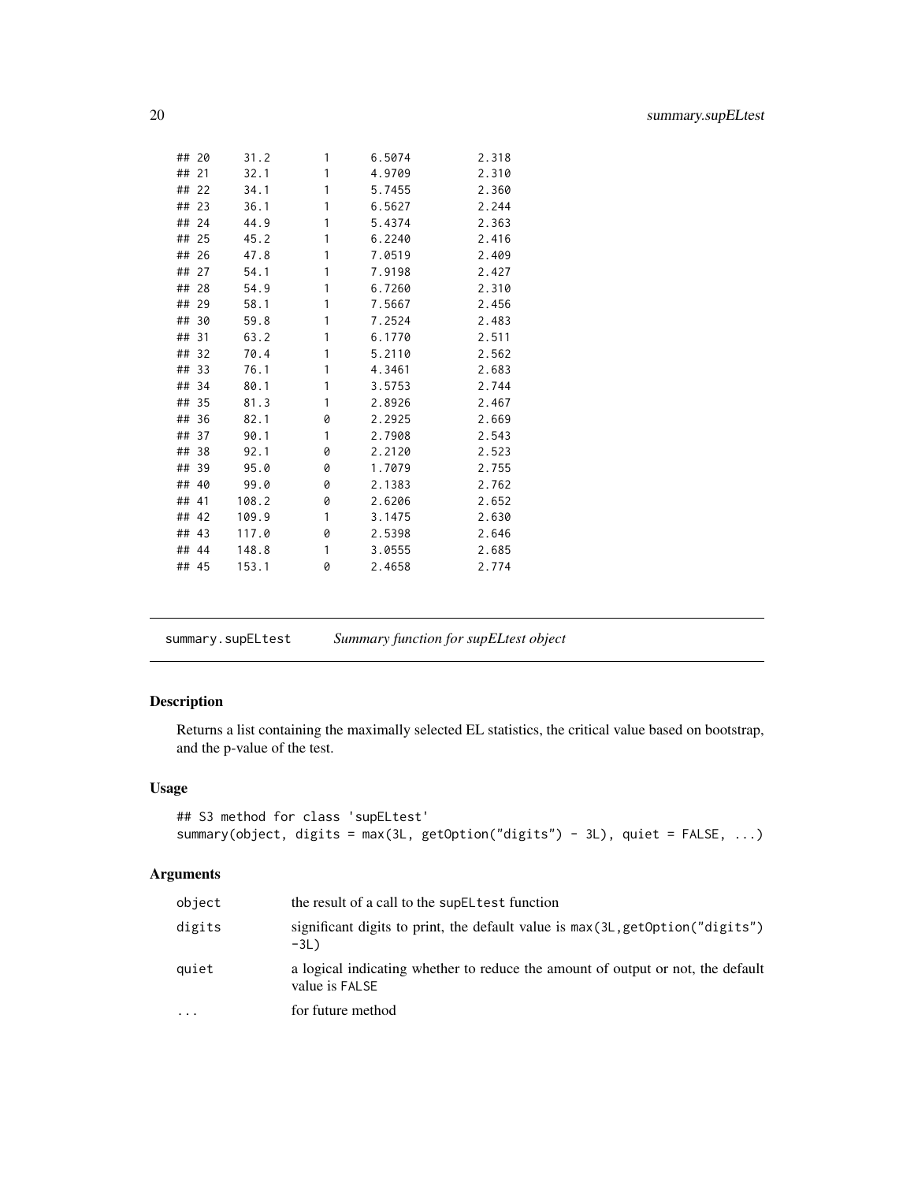```
## 20    31.2   1   6.5074   2.318
## 21    32.1   1   4.9709   2.310
## 22    34.1   1   5.7455   2.360
## 23    36.1   1   6.5627   2.244
## 24    44.9   1   5.4374   2.363
## 25    45.2   1   6.2240   2.416
## 26    47.8   1   7.0519   2.409
## 27    54.1   1   7.9198   2.427
## 28    54.9   1   6.7260   2.310
## 29    58.1   1   7.5667   2.456
## 30    59.8   1   7.2524   2.483
## 31    63.2   1   6.1770   2.511
## 32    70.4   1   5.2110   2.562
## 33    76.1   1   4.3461   2.683
## 34    80.1   1   3.5753   2.744
## 35    81.3   1   2.8926   2.467
## 36    82.1   0   2.2925   2.669
## 37    90.1   1   2.7908   2.543
## 38    92.1   0   2.2120   2.523
## 39    95.0   0   1.7079   2.755
## 40    99.0   0   2.1383   2.762
## 41   108.2   0   2.6206   2.652
## 42   109.9   1   3.1475   2.630
## 43   117.0   0   2.5398   2.646
## 44   148.8   1   3.0555   2.685
## 45   153.1   0   2.4658   2.774
```

## summary.supELtest — *Summary function for supELtest object*

### Description

Returns a list containing the maximally selected EL statistics, the critical value based on bootstrap, and the p-value of the test.

### Usage

```
## S3 method for class 'supELtest'
summary(object, digits = max(3L, getOption("digits") - 3L), quiet = FALSE, ...)
```

### Arguments

| | |
|---|---|
| object | the result of a call to the supELtest function |
| digits | significant digits to print, the default value is max(3L,getOption("digits") -3L) |
| quiet | a logical indicating whether to reduce the amount of output or not, the default value is FALSE |
| ... | for future method |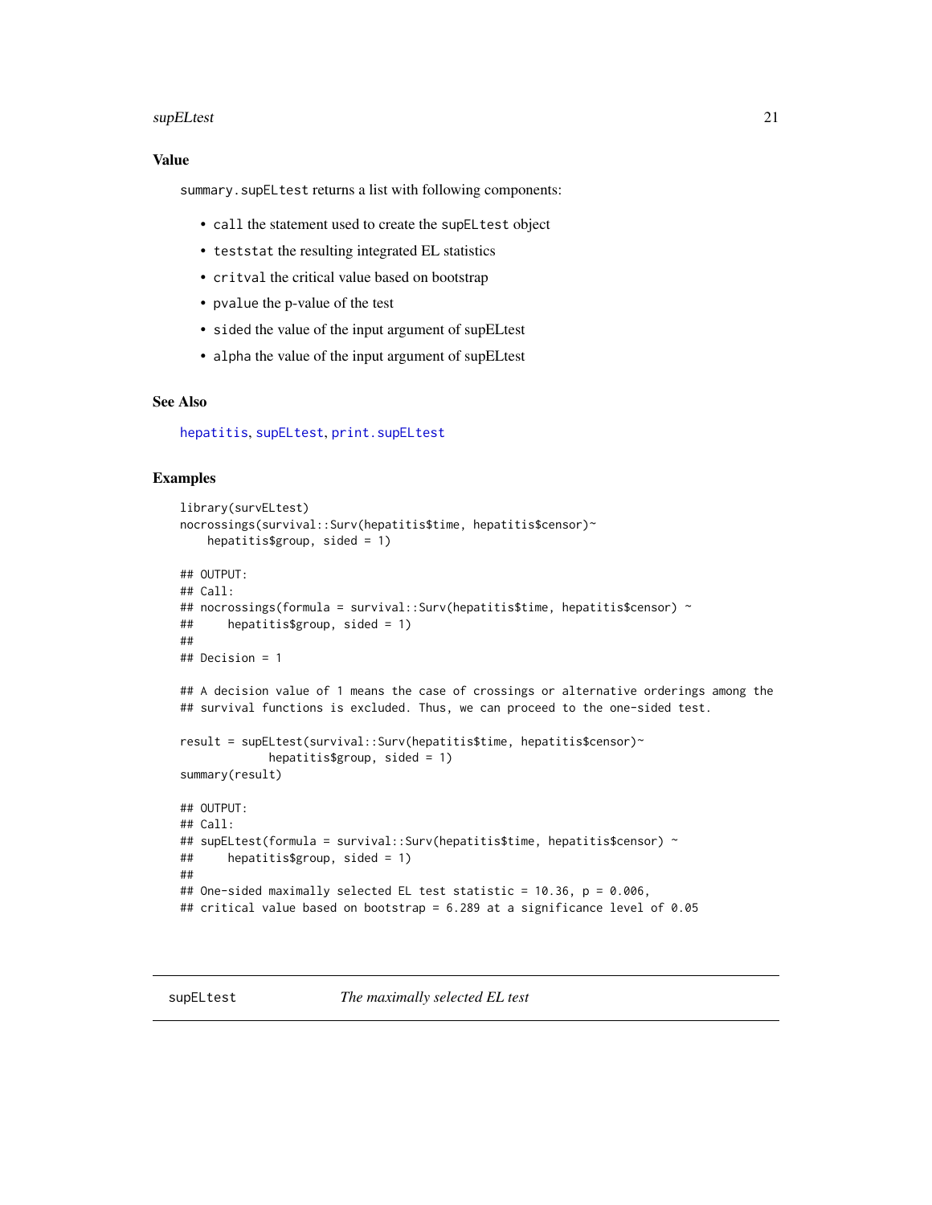## Value

`summary.supELtest` returns a list with following components:

- `call` the statement used to create the `supELtest` object
- `teststat` the resulting integrated EL statistics
- `critval` the critical value based on bootstrap
- `pvalue` the p-value of the test
- `sided` the value of the input argument of supELtest
- `alpha` the value of the input argument of supELtest

## See Also

`hepatitis`, `supELtest`, `print.supELtest`

## Examples

```
library(survELtest)
nocrossings(survival::Surv(hepatitis$time, hepatitis$censor)~
    hepatitis$group, sided = 1)

## OUTPUT:
## Call:
## nocrossings(formula = survival::Surv(hepatitis$time, hepatitis$censor) ~
##     hepatitis$group, sided = 1)
##
## Decision = 1

## A decision value of 1 means the case of crossings or alternative orderings among the
## survival functions is excluded. Thus, we can proceed to the one-sided test.

result = supELtest(survival::Surv(hepatitis$time, hepatitis$censor)~
             hepatitis$group, sided = 1)
summary(result)

## OUTPUT:
## Call:
## supELtest(formula = survival::Surv(hepatitis$time, hepatitis$censor) ~
##     hepatitis$group, sided = 1)
##
## One-sided maximally selected EL test statistic = 10.36, p = 0.006,
## critical value based on bootstrap = 6.289 at a significance level of 0.05
```

---

`supELtest` *The maximally selected EL test*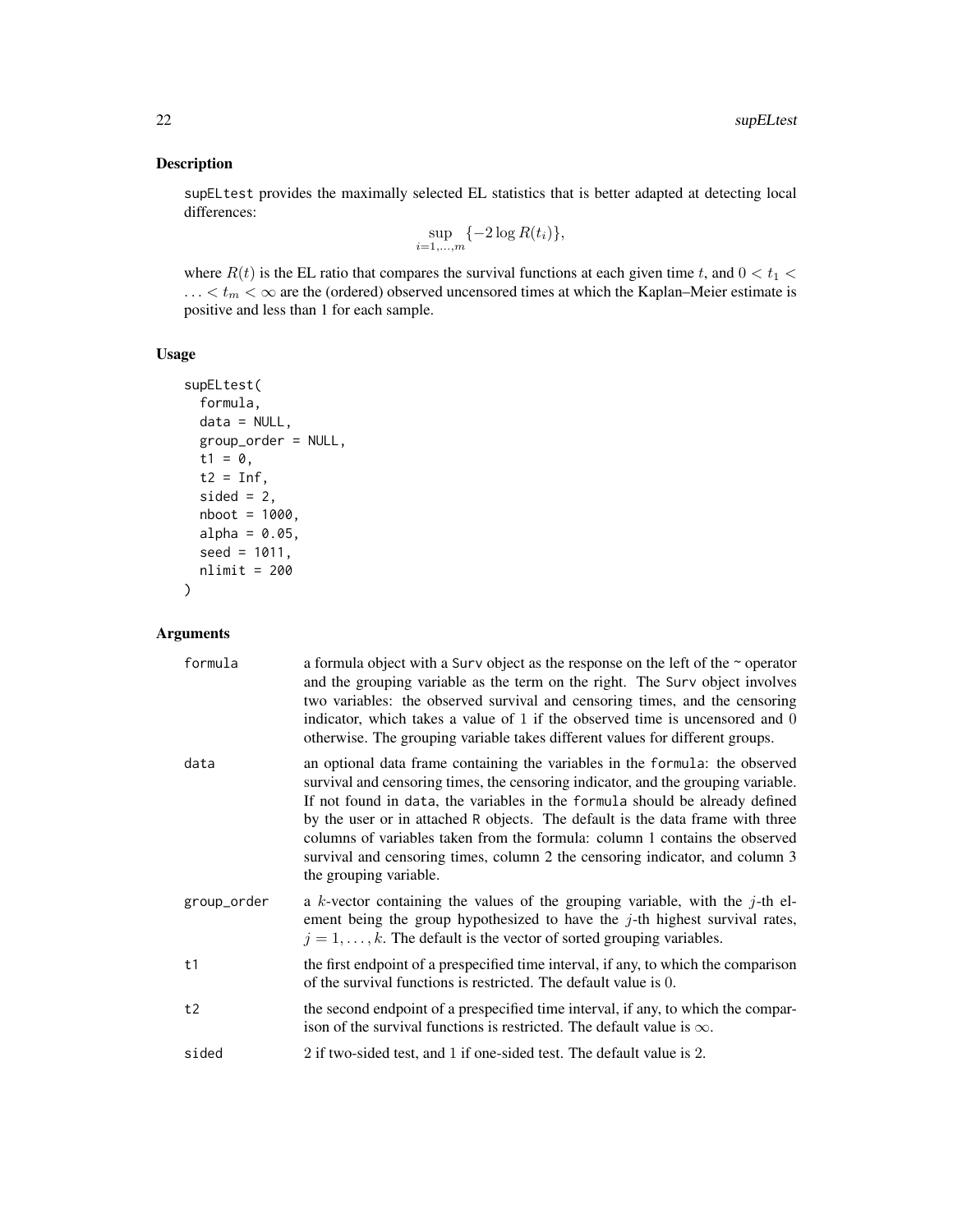## Description

supELtest provides the maximally selected EL statistics that is better adapted at detecting local differences:

$$\sup_{i=1,\ldots,m} \{-2\log R(t_i)\},$$

where $R(t)$ is the EL ratio that compares the survival functions at each given time $t$, and $0 < t_1 < \ldots < t_m < \infty$ are the (ordered) observed uncensored times at which the Kaplan–Meier estimate is positive and less than 1 for each sample.

## Usage

```
supELtest(
  formula,
  data = NULL,
  group_order = NULL,
  t1 = 0,
  t2 = Inf,
  sided = 2,
  nboot = 1000,
  alpha = 0.05,
  seed = 1011,
  nlimit = 200
)
```

## Arguments

| | |
|---|---|
| formula | a formula object with a Surv object as the response on the left of the ~ operator and the grouping variable as the term on the right. The Surv object involves two variables: the observed survival and censoring times, and the censoring indicator, which takes a value of 1 if the observed time is uncensored and 0 otherwise. The grouping variable takes different values for different groups. |
| data | an optional data frame containing the variables in the formula: the observed survival and censoring times, the censoring indicator, and the grouping variable. If not found in data, the variables in the formula should be already defined by the user or in attached R objects. The default is the data frame with three columns of variables taken from the formula: column 1 contains the observed survival and censoring times, column 2 the censoring indicator, and column 3 the grouping variable. |
| group_order | a $k$-vector containing the values of the grouping variable, with the $j$-th element being the group hypothesized to have the $j$-th highest survival rates, $j = 1, \ldots, k$. The default is the vector of sorted grouping variables. |
| t1 | the first endpoint of a prespecified time interval, if any, to which the comparison of the survival functions is restricted. The default value is 0. |
| t2 | the second endpoint of a prespecified time interval, if any, to which the comparison of the survival functions is restricted. The default value is $\infty$. |
| sided | 2 if two-sided test, and 1 if one-sided test. The default value is 2. |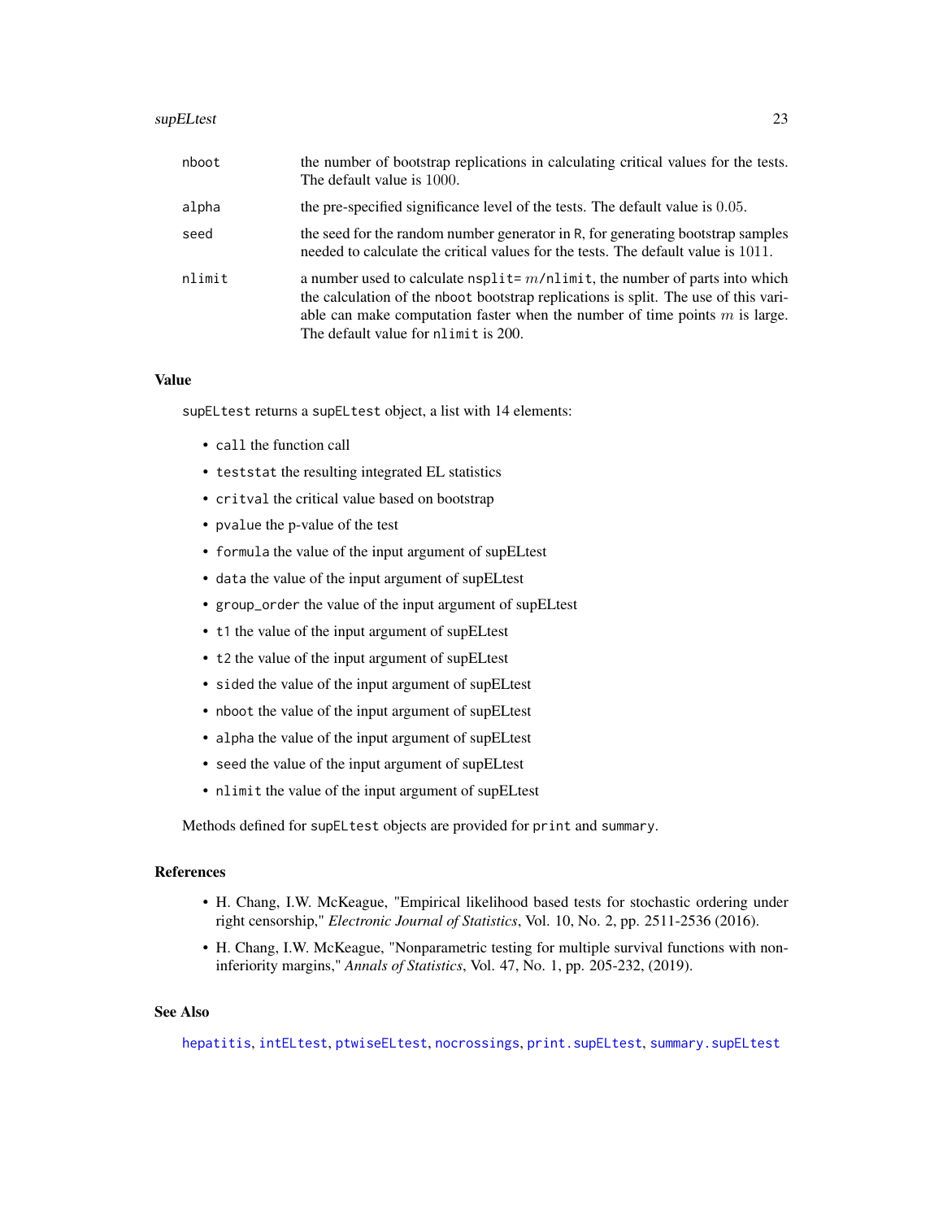| | |
|---|---|
| nboot | the number of bootstrap replications in calculating critical values for the tests. The default value is 1000. |
| alpha | the pre-specified significance level of the tests. The default value is 0.05. |
| seed | the seed for the random number generator in R, for generating bootstrap samples needed to calculate the critical values for the tests. The default value is 1011. |
| nlimit | a number used to calculate nsplit= $m$/nlimit, the number of parts into which the calculation of the nboot bootstrap replications is split. The use of this variable can make computation faster when the number of time points $m$ is large. The default value for nlimit is 200. |

## Value

supELtest returns a supELtest object, a list with 14 elements:

- call the function call
- teststat the resulting integrated EL statistics
- critval the critical value based on bootstrap
- pvalue the p-value of the test
- formula the value of the input argument of supELtest
- data the value of the input argument of supELtest
- group_order the value of the input argument of supELtest
- t1 the value of the input argument of supELtest
- t2 the value of the input argument of supELtest
- sided the value of the input argument of supELtest
- nboot the value of the input argument of supELtest
- alpha the value of the input argument of supELtest
- seed the value of the input argument of supELtest
- nlimit the value of the input argument of supELtest

Methods defined for supELtest objects are provided for print and summary.

## References

- H. Chang, I.W. McKeague, "Empirical likelihood based tests for stochastic ordering under right censorship," *Electronic Journal of Statistics*, Vol. 10, No. 2, pp. 2511-2536 (2016).
- H. Chang, I.W. McKeague, "Nonparametric testing for multiple survival functions with non-inferiority margins," *Annals of Statistics*, Vol. 47, No. 1, pp. 205-232, (2019).

## See Also

hepatitis, intELtest, ptwiseELtest, nocrossings, print.supELtest, summary.supELtest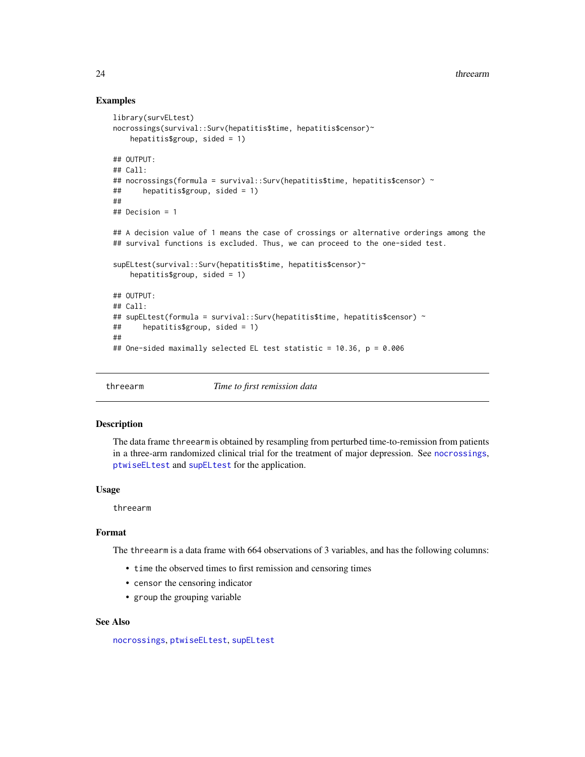### Examples

```
library(survELtest)
nocrossings(survival::Surv(hepatitis$time, hepatitis$censor)~
    hepatitis$group, sided = 1)

## OUTPUT:
## Call:
## nocrossings(formula = survival::Surv(hepatitis$time, hepatitis$censor) ~
##     hepatitis$group, sided = 1)
##
## Decision = 1

## A decision value of 1 means the case of crossings or alternative orderings among the
## survival functions is excluded. Thus, we can proceed to the one-sided test.

supELtest(survival::Surv(hepatitis$time, hepatitis$censor)~
    hepatitis$group, sided = 1)

## OUTPUT:
## Call:
## supELtest(formula = survival::Surv(hepatitis$time, hepatitis$censor) ~
##     hepatitis$group, sided = 1)
##
## One-sided maximally selected EL test statistic = 10.36, p = 0.006
```

---

## threearm — *Time to first remission data*

### Description

The data frame `threearm` is obtained by resampling from perturbed time-to-remission from patients in a three-arm randomized clinical trial for the treatment of major depression. See `nocrossings`, `ptwiseELtest` and `supELtest` for the application.

### Usage

```
threearm
```

### Format

The `threearm` is a data frame with 664 observations of 3 variables, and has the following columns:

- `time` the observed times to first remission and censoring times
- `censor` the censoring indicator
- `group` the grouping variable

### See Also

`nocrossings`, `ptwiseELtest`, `supELtest`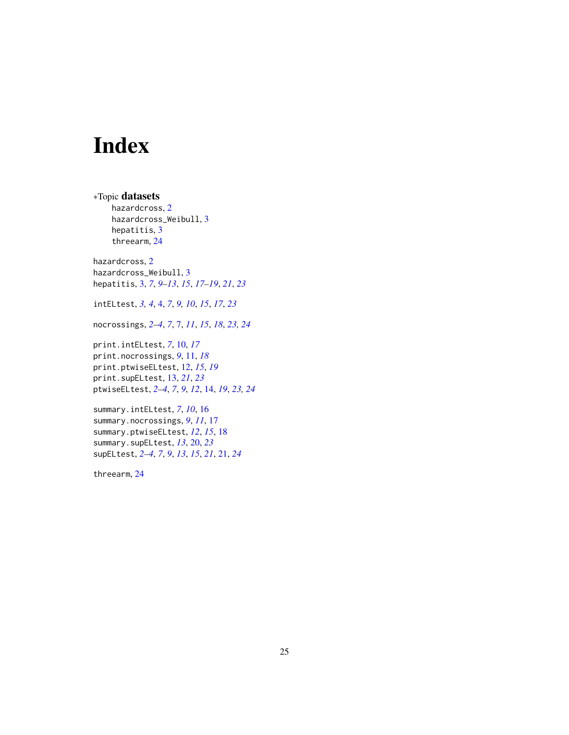# Index

*Topic **datasets**
  hazardcross, 2
  hazardcross_Weibull, 3
  hepatitis, 3
  threearm, 24

hazardcross, 2
hazardcross_Weibull, 3
hepatitis, 3, *7*, *9–13*, *15*, *17–19*, *21*, *23*

intELtest, *3, 4*, 4, *7*, *9, 10*, *15*, *17*, *23*

nocrossings, *2–4*, *7*, 7, *11*, *15*, *18*, *23, 24*

print.intELtest, *7*, 10, *17*
print.nocrossings, *9*, 11, *18*
print.ptwiseELtest, 12, *15*, *19*
print.supELtest, 13, *21*, *23*
ptwiseELtest, *2–4*, *7*, *9*, *12*, 14, *19*, *23, 24*

summary.intELtest, *7*, *10*, 16
summary.nocrossings, *9*, *11*, 17
summary.ptwiseELtest, *12*, *15*, 18
summary.supELtest, *13*, 20, *23*
supELtest, *2–4*, *7*, *9*, *13*, *15*, *21*, 21, *24*

threearm, 24